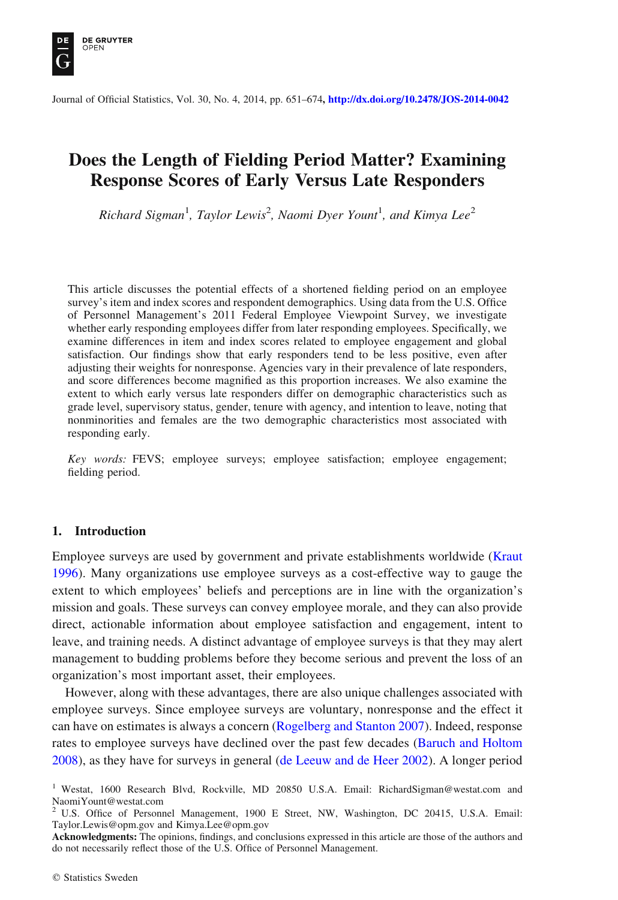# Does the Length of Fielding Period Matter? Examining Response Scores of Early Versus Late Responders

*Richard Sigman*[1], *Taylor Lewis*[2], *Naomi Dyer Yount*[1], *and Kimya Lee*[2]

This article discusses the potential effects of a shortened fielding period on an employee survey's item and index scores and respondent demographics. Using data from the U.S. Office of Personnel Management's 2011 Federal Employee Viewpoint Survey, we investigate whether early responding employees differ from later responding employees. Specifically, we examine differences in item and index scores related to employee engagement and global satisfaction. Our findings show that early responders tend to be less positive, even after adjusting their weights for nonresponse. Agencies vary in their prevalence of late responders, and score differences become magnified as this proportion increases. We also examine the extent to which early versus late responders differ on demographic characteristics such as grade level, supervisory status, gender, tenure with agency, and intention to leave, noting that nonminorities and females are the two demographic characteristics most associated with responding early.

*Key words:* FEVS; employee surveys; employee satisfaction; employee engagement; fielding period.

## 1. Introduction

Employee surveys are used by government and private establishments worldwide (Kraut 1996). Many organizations use employee surveys as a cost-effective way to gauge the extent to which employees' beliefs and perceptions are in line with the organization's mission and goals. These surveys can convey employee morale, and they can also provide direct, actionable information about employee satisfaction and engagement, intent to leave, and training needs. A distinct advantage of employee surveys is that they may alert management to budding problems before they become serious and prevent the loss of an organization's most important asset, their employees.

However, along with these advantages, there are also unique challenges associated with employee surveys. Since employee surveys are voluntary, nonresponse and the effect it can have on estimates is always a concern (Rogelberg and Stanton 2007). Indeed, response rates to employee surveys have declined over the past few decades (Baruch and Holtom 2008), as they have for surveys in general (de Leeuw and de Heer 2002). A longer period

[1] Westat, 1600 Research Blvd, Rockville, MD 20850 U.S.A. Email: RichardSigman@westat.com and NaomiYount@westat.com

[2] U.S. Office of Personnel Management, 1900 E Street, NW, Washington, DC 20415, U.S.A. Email: Taylor.Lewis@opm.gov and Kimya.Lee@opm.gov

**Acknowledgments:** The opinions, findings, and conclusions expressed in this article are those of the authors and do not necessarily reflect those of the U.S. Office of Personnel Management.

© Statistics Sweden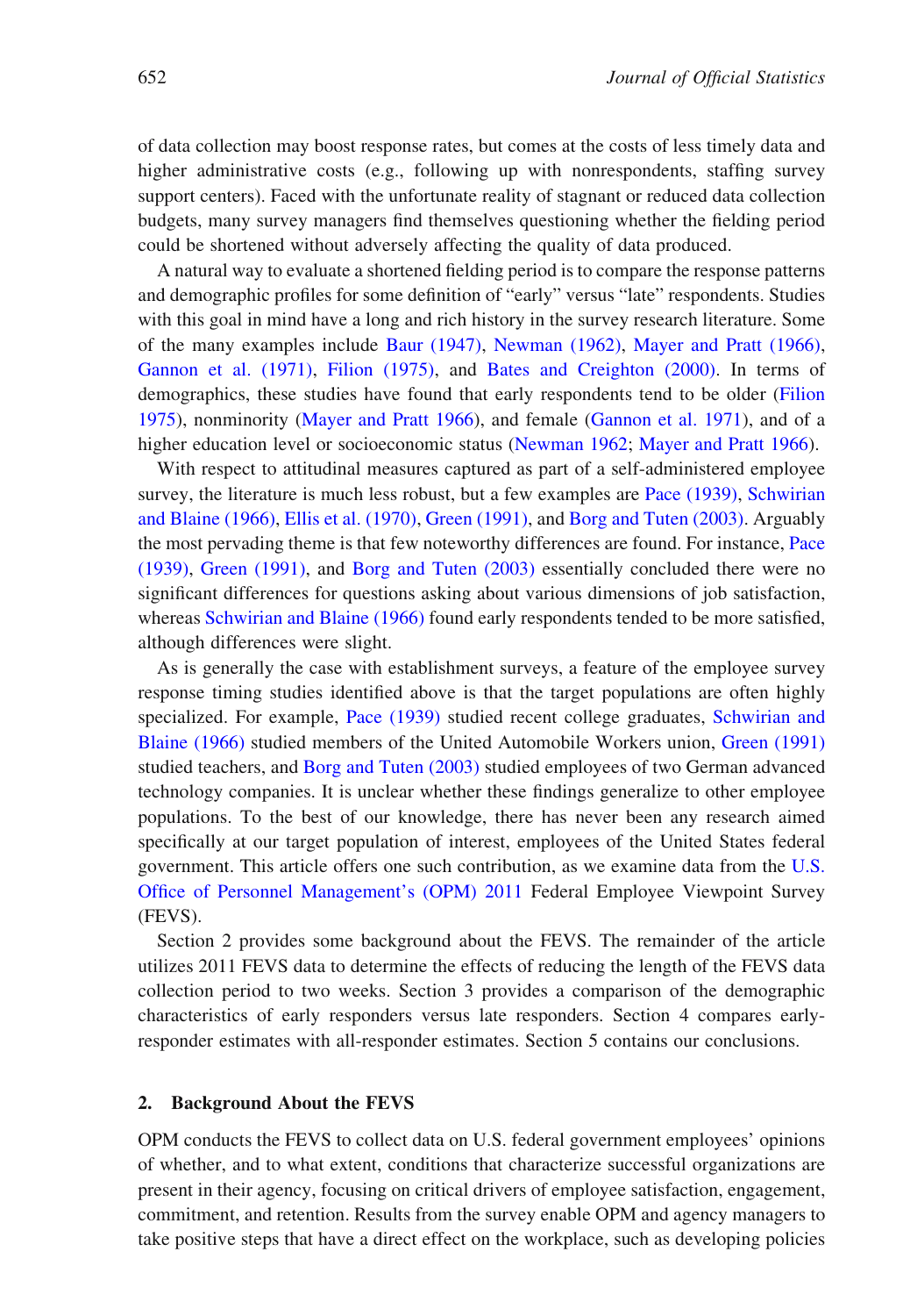of data collection may boost response rates, but comes at the costs of less timely data and higher administrative costs (e.g., following up with nonrespondents, staffing survey support centers). Faced with the unfortunate reality of stagnant or reduced data collection budgets, many survey managers find themselves questioning whether the fielding period could be shortened without adversely affecting the quality of data produced.

A natural way to evaluate a shortened fielding period is to compare the response patterns and demographic profiles for some definition of "early" versus "late" respondents. Studies with this goal in mind have a long and rich history in the survey research literature. Some of the many examples include Baur (1947), Newman (1962), Mayer and Pratt (1966), Gannon et al. (1971), Filion (1975), and Bates and Creighton (2000). In terms of demographics, these studies have found that early respondents tend to be older (Filion 1975), nonminority (Mayer and Pratt 1966), and female (Gannon et al. 1971), and of a higher education level or socioeconomic status (Newman 1962; Mayer and Pratt 1966).

With respect to attitudinal measures captured as part of a self-administered employee survey, the literature is much less robust, but a few examples are Pace (1939), Schwirian and Blaine (1966), Ellis et al. (1970), Green (1991), and Borg and Tuten (2003). Arguably the most pervading theme is that few noteworthy differences are found. For instance, Pace (1939), Green (1991), and Borg and Tuten (2003) essentially concluded there were no significant differences for questions asking about various dimensions of job satisfaction, whereas Schwirian and Blaine (1966) found early respondents tended to be more satisfied, although differences were slight.

As is generally the case with establishment surveys, a feature of the employee survey response timing studies identified above is that the target populations are often highly specialized. For example, Pace (1939) studied recent college graduates, Schwirian and Blaine (1966) studied members of the United Automobile Workers union, Green (1991) studied teachers, and Borg and Tuten (2003) studied employees of two German advanced technology companies. It is unclear whether these findings generalize to other employee populations. To the best of our knowledge, there has never been any research aimed specifically at our target population of interest, employees of the United States federal government. This article offers one such contribution, as we examine data from the U.S. Office of Personnel Management's (OPM) 2011 Federal Employee Viewpoint Survey (FEVS).

Section 2 provides some background about the FEVS. The remainder of the article utilizes 2011 FEVS data to determine the effects of reducing the length of the FEVS data collection period to two weeks. Section 3 provides a comparison of the demographic characteristics of early responders versus late responders. Section 4 compares early-responder estimates with all-responder estimates. Section 5 contains our conclusions.

## 2. Background About the FEVS

OPM conducts the FEVS to collect data on U.S. federal government employees' opinions of whether, and to what extent, conditions that characterize successful organizations are present in their agency, focusing on critical drivers of employee satisfaction, engagement, commitment, and retention. Results from the survey enable OPM and agency managers to take positive steps that have a direct effect on the workplace, such as developing policies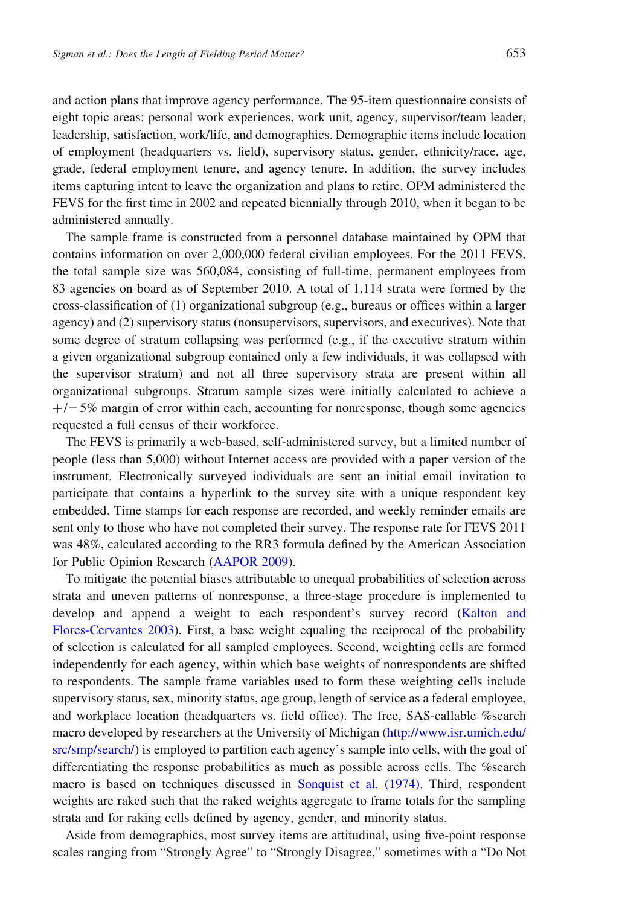and action plans that improve agency performance. The 95-item questionnaire consists of eight topic areas: personal work experiences, work unit, agency, supervisor/team leader, leadership, satisfaction, work/life, and demographics. Demographic items include location of employment (headquarters vs. field), supervisory status, gender, ethnicity/race, age, grade, federal employment tenure, and agency tenure. In addition, the survey includes items capturing intent to leave the organization and plans to retire. OPM administered the FEVS for the first time in 2002 and repeated biennially through 2010, when it began to be administered annually.

The sample frame is constructed from a personnel database maintained by OPM that contains information on over 2,000,000 federal civilian employees. For the 2011 FEVS, the total sample size was 560,084, consisting of full-time, permanent employees from 83 agencies on board as of September 2010. A total of 1,114 strata were formed by the cross-classification of (1) organizational subgroup (e.g., bureaus or offices within a larger agency) and (2) supervisory status (nonsupervisors, supervisors, and executives). Note that some degree of stratum collapsing was performed (e.g., if the executive stratum within a given organizational subgroup contained only a few individuals, it was collapsed with the supervisor stratum) and not all three supervisory strata are present within all organizational subgroups. Stratum sample sizes were initially calculated to achieve a +/− 5% margin of error within each, accounting for nonresponse, though some agencies requested a full census of their workforce.

The FEVS is primarily a web-based, self-administered survey, but a limited number of people (less than 5,000) without Internet access are provided with a paper version of the instrument. Electronically surveyed individuals are sent an initial email invitation to participate that contains a hyperlink to the survey site with a unique respondent key embedded. Time stamps for each response are recorded, and weekly reminder emails are sent only to those who have not completed their survey. The response rate for FEVS 2011 was 48%, calculated according to the RR3 formula defined by the American Association for Public Opinion Research (AAPOR 2009).

To mitigate the potential biases attributable to unequal probabilities of selection across strata and uneven patterns of nonresponse, a three-stage procedure is implemented to develop and append a weight to each respondent's survey record (Kalton and Flores-Cervantes 2003). First, a base weight equaling the reciprocal of the probability of selection is calculated for all sampled employees. Second, weighting cells are formed independently for each agency, within which base weights of nonrespondents are shifted to respondents. The sample frame variables used to form these weighting cells include supervisory status, sex, minority status, age group, length of service as a federal employee, and workplace location (headquarters vs. field office). The free, SAS-callable %search macro developed by researchers at the University of Michigan (http://www.isr.umich.edu/src/smp/search/) is employed to partition each agency's sample into cells, with the goal of differentiating the response probabilities as much as possible across cells. The %search macro is based on techniques discussed in Sonquist et al. (1974). Third, respondent weights are raked such that the raked weights aggregate to frame totals for the sampling strata and for raking cells defined by agency, gender, and minority status.

Aside from demographics, most survey items are attitudinal, using five-point response scales ranging from "Strongly Agree" to "Strongly Disagree," sometimes with a "Do Not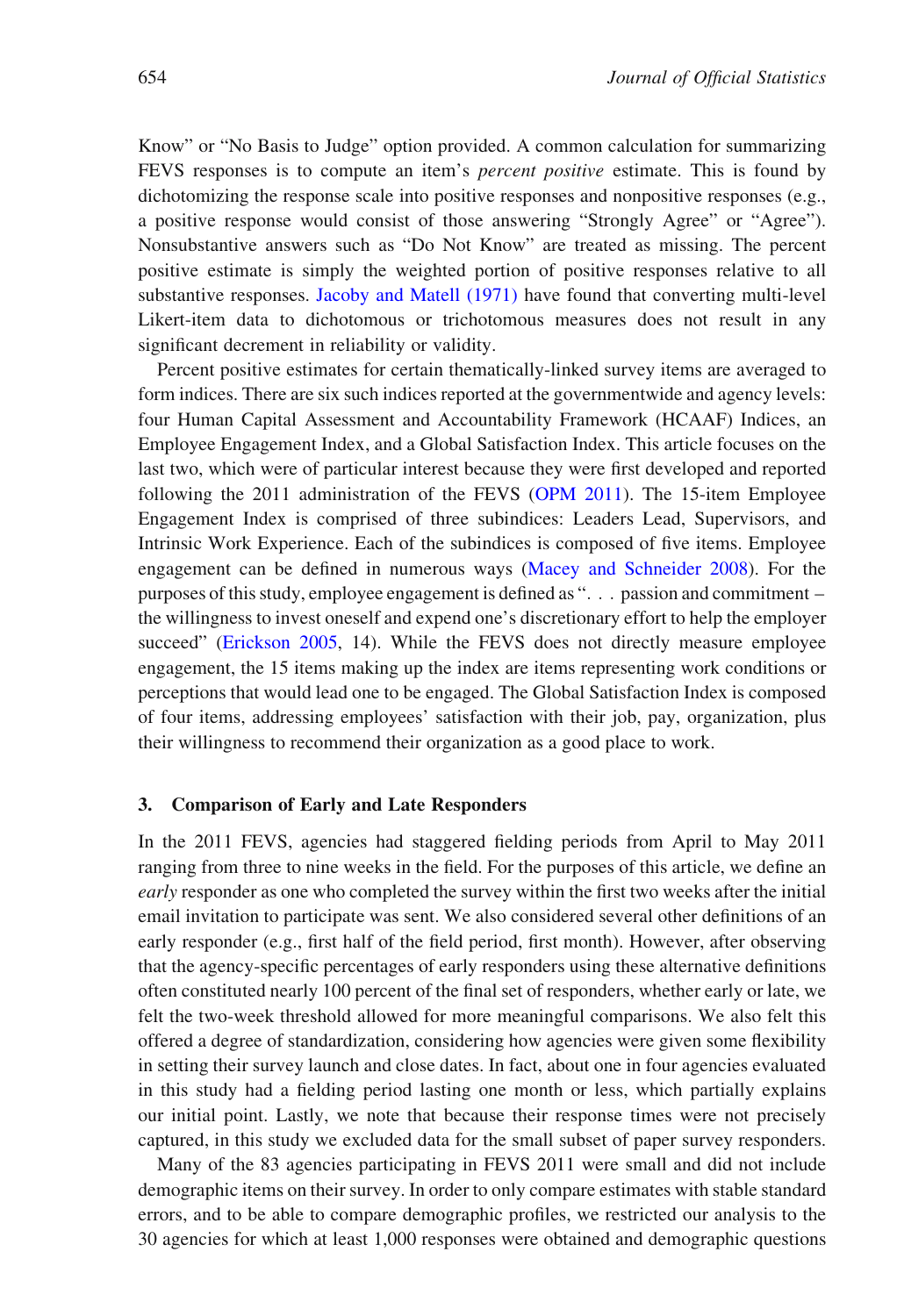Know" or "No Basis to Judge" option provided. A common calculation for summarizing FEVS responses is to compute an item's *percent positive* estimate. This is found by dichotomizing the response scale into positive responses and nonpositive responses (e.g., a positive response would consist of those answering "Strongly Agree" or "Agree"). Nonsubstantive answers such as "Do Not Know" are treated as missing. The percent positive estimate is simply the weighted portion of positive responses relative to all substantive responses. Jacoby and Matell (1971) have found that converting multi-level Likert-item data to dichotomous or trichotomous measures does not result in any significant decrement in reliability or validity.

Percent positive estimates for certain thematically-linked survey items are averaged to form indices. There are six such indices reported at the governmentwide and agency levels: four Human Capital Assessment and Accountability Framework (HCAAF) Indices, an Employee Engagement Index, and a Global Satisfaction Index. This article focuses on the last two, which were of particular interest because they were first developed and reported following the 2011 administration of the FEVS (OPM 2011). The 15-item Employee Engagement Index is comprised of three subindices: Leaders Lead, Supervisors, and Intrinsic Work Experience. Each of the subindices is composed of five items. Employee engagement can be defined in numerous ways (Macey and Schneider 2008). For the purposes of this study, employee engagement is defined as ". . . passion and commitment – the willingness to invest oneself and expend one's discretionary effort to help the employer succeed" (Erickson 2005, 14). While the FEVS does not directly measure employee engagement, the 15 items making up the index are items representing work conditions or perceptions that would lead one to be engaged. The Global Satisfaction Index is composed of four items, addressing employees' satisfaction with their job, pay, organization, plus their willingness to recommend their organization as a good place to work.

## 3. Comparison of Early and Late Responders

In the 2011 FEVS, agencies had staggered fielding periods from April to May 2011 ranging from three to nine weeks in the field. For the purposes of this article, we define an *early* responder as one who completed the survey within the first two weeks after the initial email invitation to participate was sent. We also considered several other definitions of an early responder (e.g., first half of the field period, first month). However, after observing that the agency-specific percentages of early responders using these alternative definitions often constituted nearly 100 percent of the final set of responders, whether early or late, we felt the two-week threshold allowed for more meaningful comparisons. We also felt this offered a degree of standardization, considering how agencies were given some flexibility in setting their survey launch and close dates. In fact, about one in four agencies evaluated in this study had a fielding period lasting one month or less, which partially explains our initial point. Lastly, we note that because their response times were not precisely captured, in this study we excluded data for the small subset of paper survey responders.

Many of the 83 agencies participating in FEVS 2011 were small and did not include demographic items on their survey. In order to only compare estimates with stable standard errors, and to be able to compare demographic profiles, we restricted our analysis to the 30 agencies for which at least 1,000 responses were obtained and demographic questions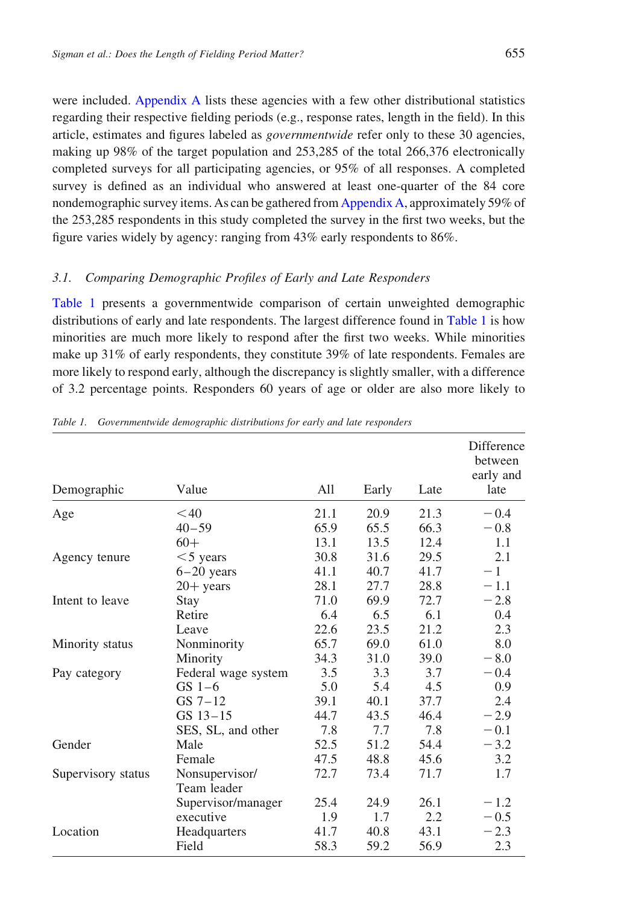were included. Appendix A lists these agencies with a few other distributional statistics regarding their respective fielding periods (e.g., response rates, length in the field). In this article, estimates and figures labeled as *governmentwide* refer only to these 30 agencies, making up 98% of the target population and 253,285 of the total 266,376 electronically completed surveys for all participating agencies, or 95% of all responses. A completed survey is defined as an individual who answered at least one-quarter of the 84 core nondemographic survey items. As can be gathered from Appendix A, approximately 59% of the 253,285 respondents in this study completed the survey in the first two weeks, but the figure varies widely by agency: ranging from 43% early respondents to 86%.

### 3.1. Comparing Demographic Profiles of Early and Late Responders

Table 1 presents a governmentwide comparison of certain unweighted demographic distributions of early and late respondents. The largest difference found in Table 1 is how minorities are much more likely to respond after the first two weeks. While minorities make up 31% of early respondents, they constitute 39% of late respondents. Females are more likely to respond early, although the discrepancy is slightly smaller, with a difference of 3.2 percentage points. Responders 60 years of age or older are also more likely to

*Table 1. Governmentwide demographic distributions for early and late responders*

| Demographic | Value | All | Early | Late | Difference between early and late |
|---|---|---|---|---|---|
| Age | <40 | 21.1 | 20.9 | 21.3 | −0.4 |
| | 40–59 | 65.9 | 65.5 | 66.3 | −0.8 |
| | 60+ | 13.1 | 13.5 | 12.4 | 1.1 |
| Agency tenure | <5 years | 30.8 | 31.6 | 29.5 | 2.1 |
| | 6–20 years | 41.1 | 40.7 | 41.7 | −1 |
| | 20+ years | 28.1 | 27.7 | 28.8 | −1.1 |
| Intent to leave | Stay | 71.0 | 69.9 | 72.7 | −2.8 |
| | Retire | 6.4 | 6.5 | 6.1 | 0.4 |
| | Leave | 22.6 | 23.5 | 21.2 | 2.3 |
| Minority status | Nonminority | 65.7 | 69.0 | 61.0 | 8.0 |
| | Minority | 34.3 | 31.0 | 39.0 | −8.0 |
| Pay category | Federal wage system | 3.5 | 3.3 | 3.7 | −0.4 |
| | GS 1–6 | 5.0 | 5.4 | 4.5 | 0.9 |
| | GS 7–12 | 39.1 | 40.1 | 37.7 | 2.4 |
| | GS 13–15 | 44.7 | 43.5 | 46.4 | −2.9 |
| | SES, SL, and other | 7.8 | 7.7 | 7.8 | −0.1 |
| Gender | Male | 52.5 | 51.2 | 54.4 | −3.2 |
| | Female | 47.5 | 48.8 | 45.6 | 3.2 |
| Supervisory status | Nonsupervisor/Team leader | 72.7 | 73.4 | 71.7 | 1.7 |
| | Supervisor/manager | 25.4 | 24.9 | 26.1 | −1.2 |
| | executive | 1.9 | 1.7 | 2.2 | −0.5 |
| Location | Headquarters | 41.7 | 40.8 | 43.1 | −2.3 |
| | Field | 58.3 | 59.2 | 56.9 | 2.3 |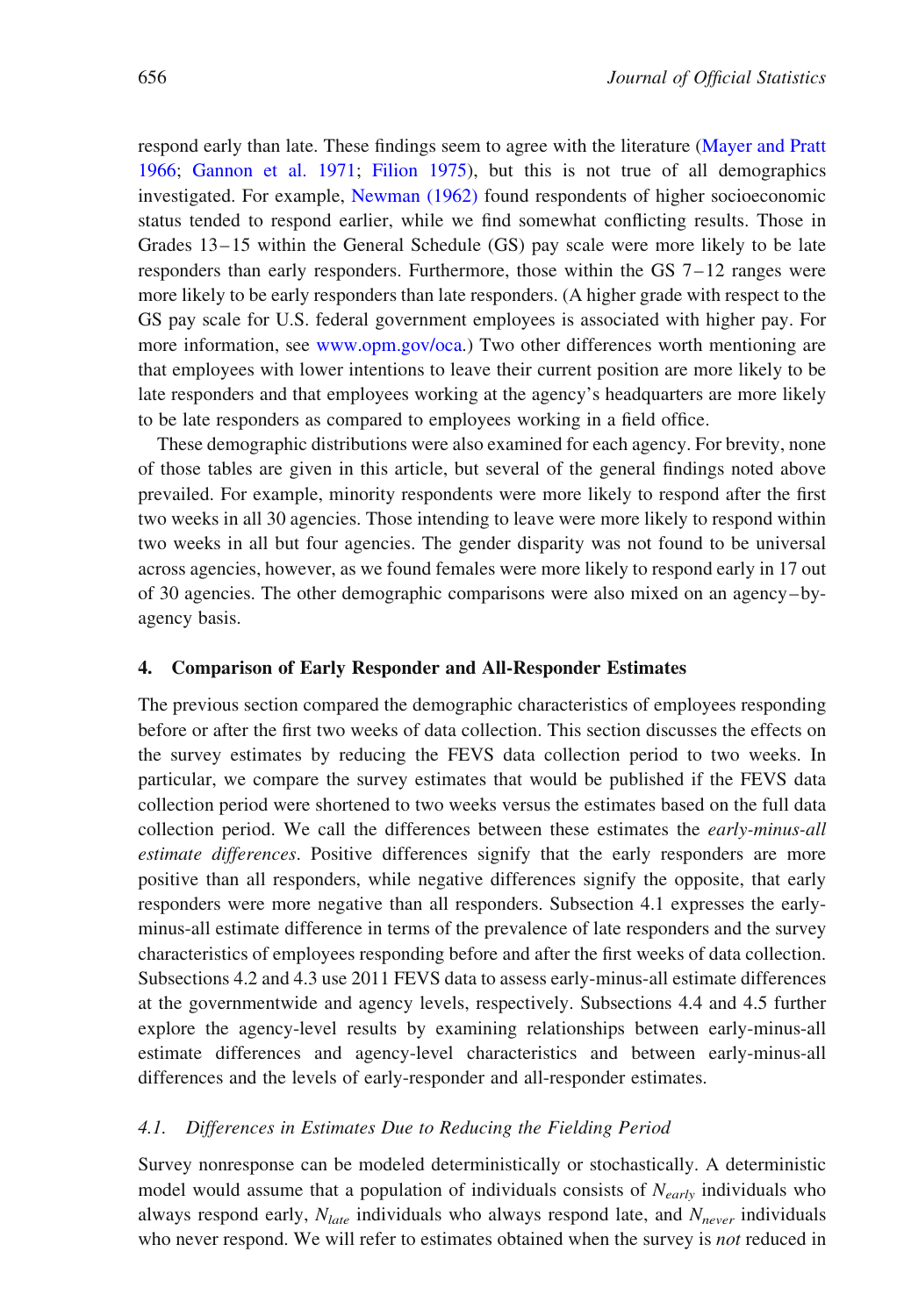respond early than late. These findings seem to agree with the literature (Mayer and Pratt 1966; Gannon et al. 1971; Filion 1975), but this is not true of all demographics investigated. For example, Newman (1962) found respondents of higher socioeconomic status tended to respond earlier, while we find somewhat conflicting results. Those in Grades 13–15 within the General Schedule (GS) pay scale were more likely to be late responders than early responders. Furthermore, those within the GS 7–12 ranges were more likely to be early responders than late responders. (A higher grade with respect to the GS pay scale for U.S. federal government employees is associated with higher pay. For more information, see www.opm.gov/oca.) Two other differences worth mentioning are that employees with lower intentions to leave their current position are more likely to be late responders and that employees working at the agency's headquarters are more likely to be late responders as compared to employees working in a field office.

These demographic distributions were also examined for each agency. For brevity, none of those tables are given in this article, but several of the general findings noted above prevailed. For example, minority respondents were more likely to respond after the first two weeks in all 30 agencies. Those intending to leave were more likely to respond within two weeks in all but four agencies. The gender disparity was not found to be universal across agencies, however, as we found females were more likely to respond early in 17 out of 30 agencies. The other demographic comparisons were also mixed on an agency–by-agency basis.

## 4. Comparison of Early Responder and All-Responder Estimates

The previous section compared the demographic characteristics of employees responding before or after the first two weeks of data collection. This section discusses the effects on the survey estimates by reducing the FEVS data collection period to two weeks. In particular, we compare the survey estimates that would be published if the FEVS data collection period were shortened to two weeks versus the estimates based on the full data collection period. We call the differences between these estimates the *early-minus-all estimate differences*. Positive differences signify that the early responders are more positive than all responders, while negative differences signify the opposite, that early responders were more negative than all responders. Subsection 4.1 expresses the early-minus-all estimate difference in terms of the prevalence of late responders and the survey characteristics of employees responding before and after the first weeks of data collection. Subsections 4.2 and 4.3 use 2011 FEVS data to assess early-minus-all estimate differences at the governmentwide and agency levels, respectively. Subsections 4.4 and 4.5 further explore the agency-level results by examining relationships between early-minus-all estimate differences and agency-level characteristics and between early-minus-all differences and the levels of early-responder and all-responder estimates.

### 4.1. Differences in Estimates Due to Reducing the Fielding Period

Survey nonresponse can be modeled deterministically or stochastically. A deterministic model would assume that a population of individuals consists of $N_{early}$ individuals who always respond early, $N_{late}$ individuals who always respond late, and $N_{never}$ individuals who never respond. We will refer to estimates obtained when the survey is *not* reduced in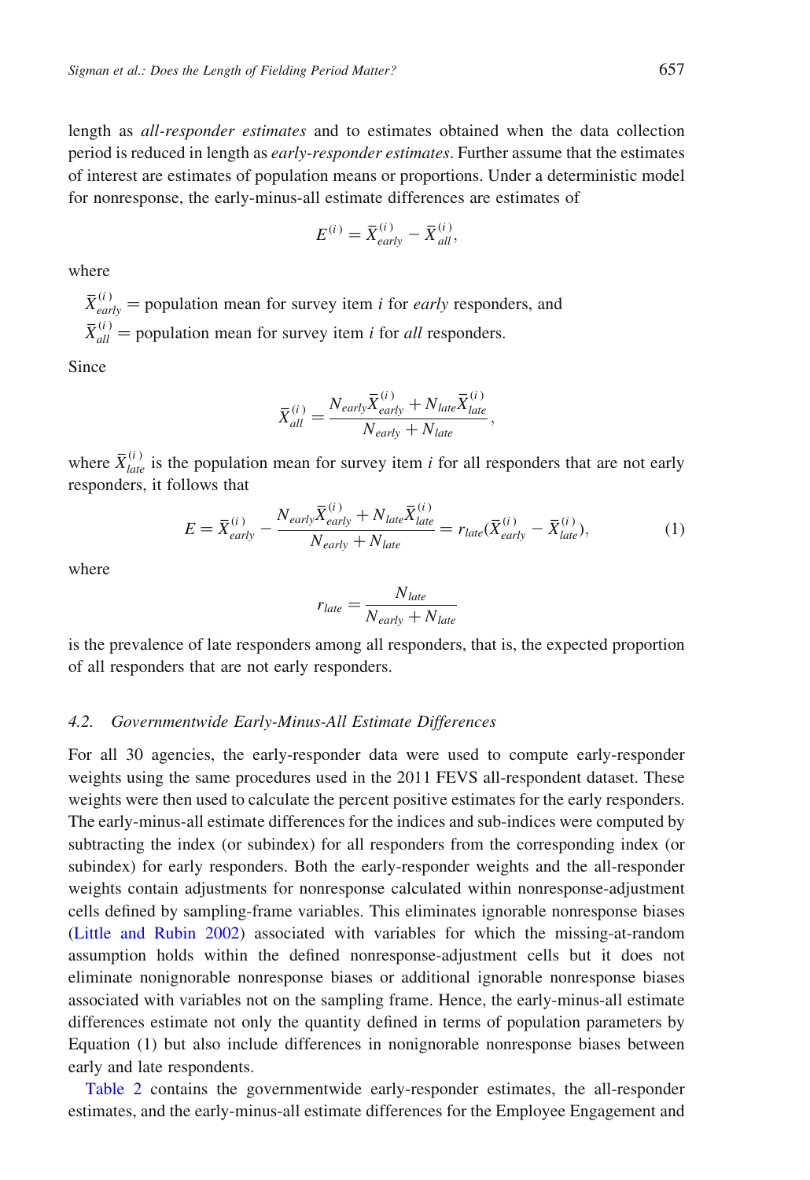length as *all-responder estimates* and to estimates obtained when the data collection period is reduced in length as *early-responder estimates*. Further assume that the estimates of interest are estimates of population means or proportions. Under a deterministic model for nonresponse, the early-minus-all estimate differences are estimates of

$$E^{(i)} = \bar{X}^{(i)}_{early} - \bar{X}^{(i)}_{all},$$

where

$\bar{X}^{(i)}_{early}$ = population mean for survey item $i$ for *early* responders, and
$\bar{X}^{(i)}_{all}$ = population mean for survey item $i$ for *all* responders.

Since

$$\bar{X}^{(i)}_{all} = \frac{N_{early}\bar{X}^{(i)}_{early} + N_{late}\bar{X}^{(i)}_{late}}{N_{early} + N_{late}},$$

where $\bar{X}^{(i)}_{late}$ is the population mean for survey item $i$ for all responders that are not early responders, it follows that

$$E = \bar{X}^{(i)}_{early} - \frac{N_{early}\bar{X}^{(i)}_{early} + N_{late}\bar{X}^{(i)}_{late}}{N_{early} + N_{late}} = r_{late}(\bar{X}^{(i)}_{early} - \bar{X}^{(i)}_{late}), \tag{1}$$

where

$$r_{late} = \frac{N_{late}}{N_{early} + N_{late}}$$

is the prevalence of late responders among all responders, that is, the expected proportion of all responders that are not early responders.

### 4.2. Governmentwide Early-Minus-All Estimate Differences

For all 30 agencies, the early-responder data were used to compute early-responder weights using the same procedures used in the 2011 FEVS all-respondent dataset. These weights were then used to calculate the percent positive estimates for the early responders. The early-minus-all estimate differences for the indices and sub-indices were computed by subtracting the index (or subindex) for all responders from the corresponding index (or subindex) for early responders. Both the early-responder weights and the all-responder weights contain adjustments for nonresponse calculated within nonresponse-adjustment cells defined by sampling-frame variables. This eliminates ignorable nonresponse biases (Little and Rubin 2002) associated with variables for which the missing-at-random assumption holds within the defined nonresponse-adjustment cells but it does not eliminate nonignorable nonresponse biases or additional ignorable nonresponse biases associated with variables not on the sampling frame. Hence, the early-minus-all estimate differences estimate not only the quantity defined in terms of population parameters by Equation (1) but also include differences in nonignorable nonresponse biases between early and late respondents.

Table 2 contains the governmentwide early-responder estimates, the all-responder estimates, and the early-minus-all estimate differences for the Employee Engagement and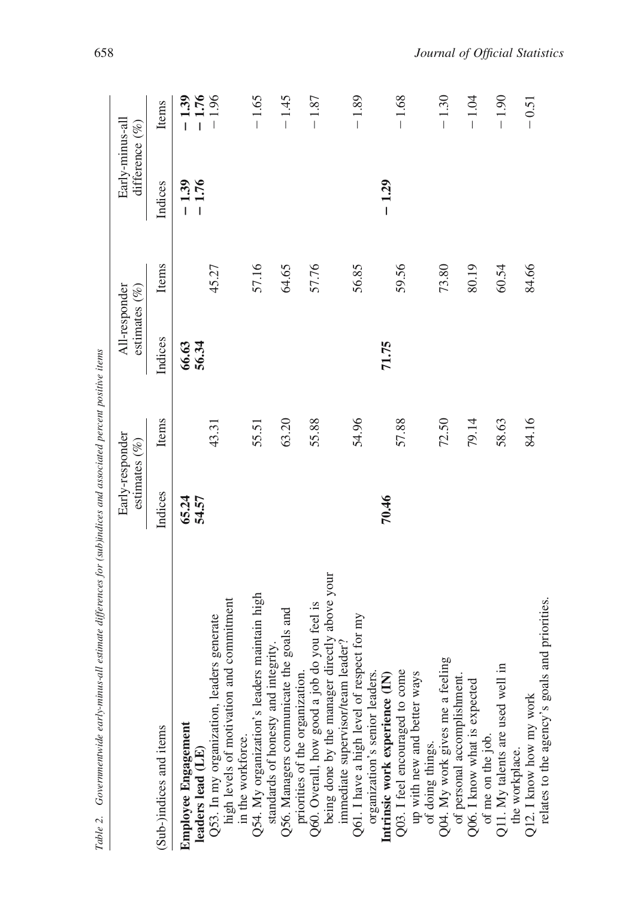Table 2. Governmentwide early-minus-all estimate differences for (sub)indices and associated percent positive items

| (Sub-)indices and items | Early-responder estimates (%) | | All-responder estimates (%) | | Early-minus-all difference (%) | |
|---|---|---|---|---|---|---|
| | Indices | Items | Indices | Items | Indices | Items |
| **Employee Engagement** | **65.24** | | **66.63** | | **− 1.39** | **− 1.39** |
| **leaders lead (LE)** | **54.57** | | **56.34** | | **− 1.76** | **− 1.76** |
| Q53. In my organization, leaders generate high levels of motivation and commitment in the workforce. | | 43.31 | | 45.27 | | − 1.96 |
| Q54. My organization's leaders maintain high standards of honesty and integrity. | | 55.51 | | 57.16 | | − 1.65 |
| Q56. Managers communicate the goals and priorities of the organization. | | 63.20 | | 64.65 | | − 1.45 |
| Q60. Overall, how good a job do you feel is being done by the manager directly above your immediate supervisor/team leader? | | 55.88 | | 57.76 | | − 1.87 |
| Q61. I have a high level of respect for my organization's senior leaders. | | 54.96 | | 56.85 | | − 1.89 |
| **Intrinsic work experience (IN)** | **70.46** | | **71.75** | | **− 1.29** | |
| Q03. I feel encouraged to come up with new and better ways of doing things. | | 57.88 | | 59.56 | | − 1.68 |
| Q04. My work gives me a feeling of personal accomplishment. | | 72.50 | | 73.80 | | − 1.30 |
| Q06. I know what is expected of me on the job. | | 79.14 | | 80.19 | | − 1.04 |
| Q11. My talents are used well in the workplace. | | 58.63 | | 60.54 | | − 1.90 |
| Q12. I know how my work relates to the agency's goals and priorities. | | 84.16 | | 84.66 | | − 0.51 |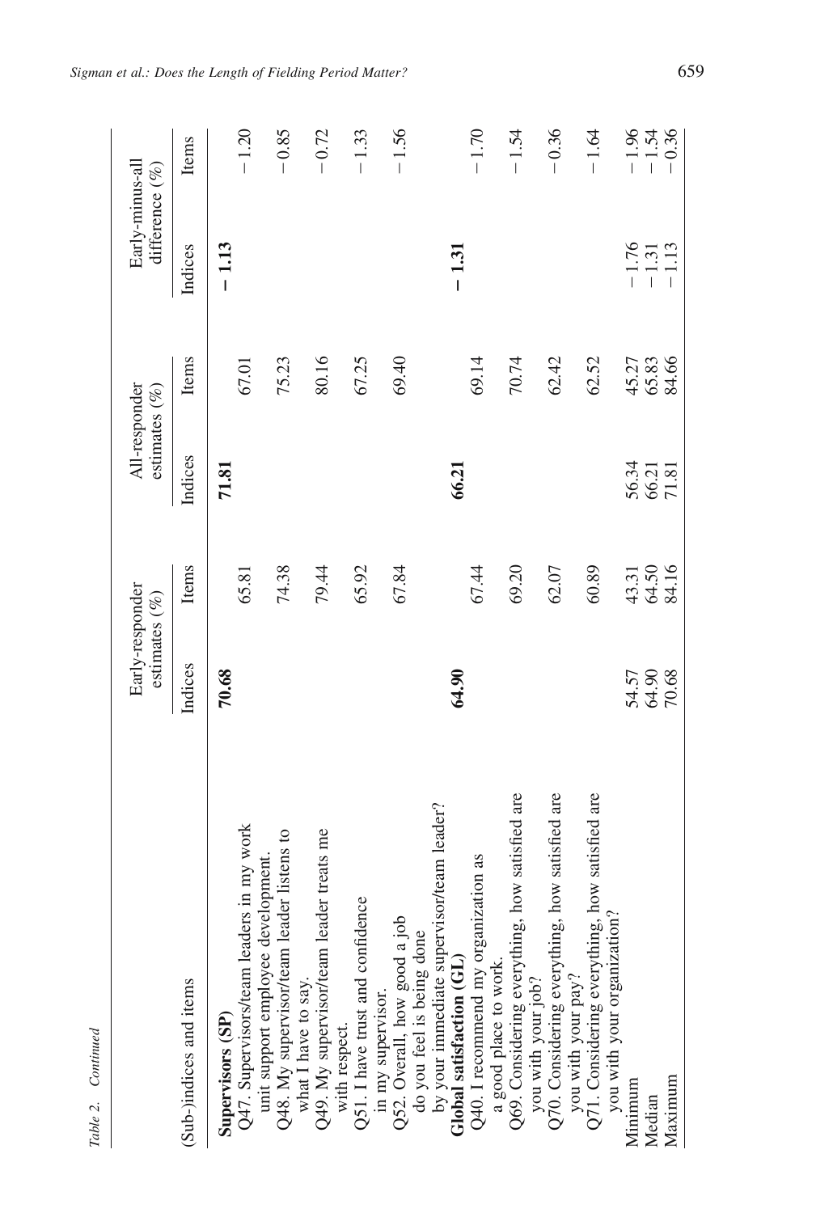Table 2. Continued

| (Sub-)indices and items | Early-responder estimates (%) | | All-responder estimates (%) | | Early-minus-all difference (%) | |
|---|---|---|---|---|---|---|
| | Indices | Items | Indices | Items | Indices | Items |
| **Supervisors (SP)** | **70.68** | | **71.81** | | **− 1.13** | |
| Q47. Supervisors/team leaders in my work unit support employee development. | | 65.81 | | 67.01 | | −1.20 |
| Q48. My supervisor/team leader listens to what I have to say. | | 74.38 | | 75.23 | | −0.85 |
| Q49. My supervisor/team leader treats me with respect. | | 79.44 | | 80.16 | | −0.72 |
| Q51. I have trust and confidence in my supervisor. | | 65.92 | | 67.25 | | −1.33 |
| Q52. Overall, how good a job do you feel is being done by your immediate supervisor/team leader? | | 67.84 | | 69.40 | | −1.56 |
| **Global satisfaction (GL)** | **64.90** | | **66.21** | | **− 1.31** | |
| Q40. I recommend my organization as a good place to work. | | 67.44 | | 69.14 | | −1.70 |
| Q69. Considering everything, how satisfied are you with your job? | | 69.20 | | 70.74 | | −1.54 |
| Q70. Considering everything, how satisfied are you with your pay? | | 62.07 | | 62.42 | | −0.36 |
| Q71. Considering everything, how satisfied are you with your organization? | | 60.89 | | 62.52 | | −1.64 |
| Minimum | 54.57 | 43.31 | 56.34 | 45.27 | −1.76 | −1.96 |
| Median | 64.90 | 64.50 | 66.21 | 65.83 | −1.31 | −1.54 |
| Maximum | 70.68 | 84.16 | 71.81 | 84.66 | −1.13 | −0.36 |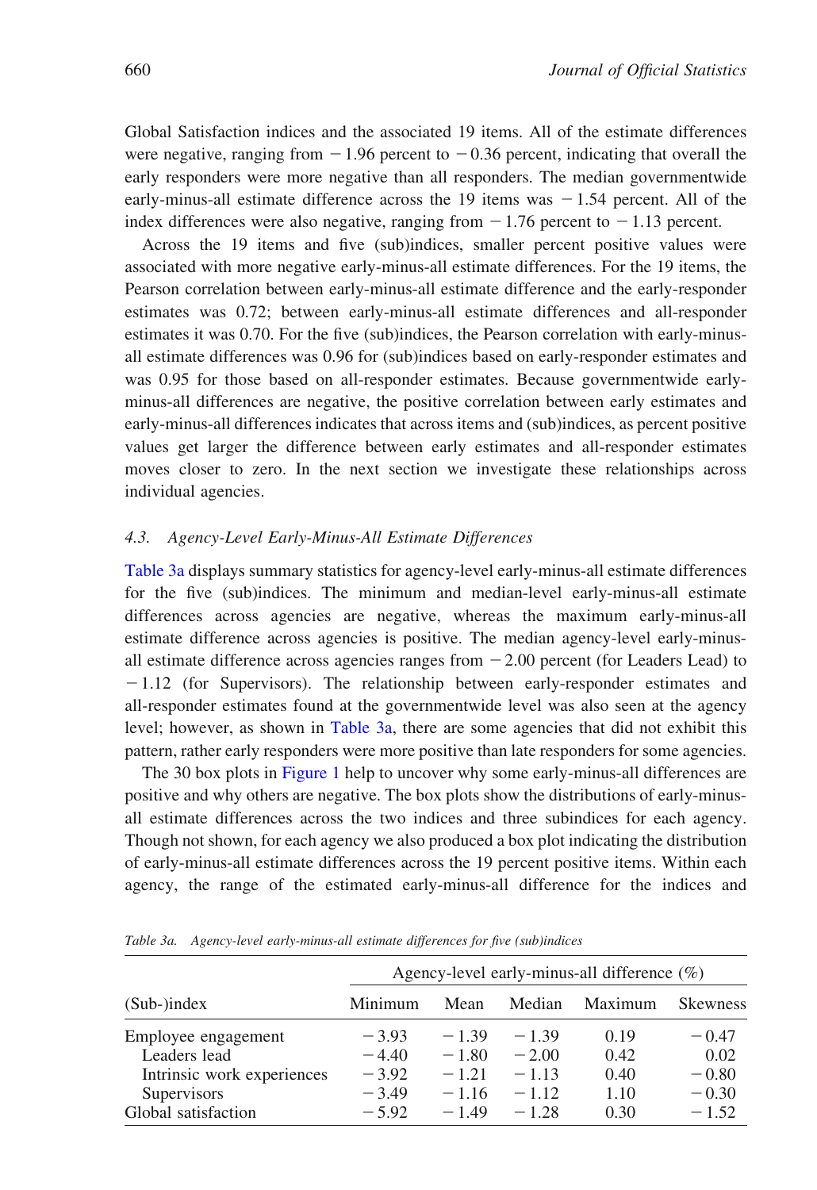Global Satisfaction indices and the associated 19 items. All of the estimate differences were negative, ranging from − 1.96 percent to − 0.36 percent, indicating that overall the early responders were more negative than all responders. The median governmentwide early-minus-all estimate difference across the 19 items was − 1.54 percent. All of the index differences were also negative, ranging from − 1.76 percent to − 1.13 percent.

Across the 19 items and five (sub)indices, smaller percent positive values were associated with more negative early-minus-all estimate differences. For the 19 items, the Pearson correlation between early-minus-all estimate difference and the early-responder estimates was 0.72; between early-minus-all estimate differences and all-responder estimates it was 0.70. For the five (sub)indices, the Pearson correlation with early-minus-all estimate differences was 0.96 for (sub)indices based on early-responder estimates and was 0.95 for those based on all-responder estimates. Because governmentwide early-minus-all differences are negative, the positive correlation between early estimates and early-minus-all differences indicates that across items and (sub)indices, as percent positive values get larger the difference between early estimates and all-responder estimates moves closer to zero. In the next section we investigate these relationships across individual agencies.

### 4.3. *Agency-Level Early-Minus-All Estimate Differences*

Table 3a displays summary statistics for agency-level early-minus-all estimate differences for the five (sub)indices. The minimum and median-level early-minus-all estimate differences across agencies are negative, whereas the maximum early-minus-all estimate difference across agencies is positive. The median agency-level early-minus-all estimate difference across agencies ranges from − 2.00 percent (for Leaders Lead) to − 1.12 (for Supervisors). The relationship between early-responder estimates and all-responder estimates found at the governmentwide level was also seen at the agency level; however, as shown in Table 3a, there are some agencies that did not exhibit this pattern, rather early responders were more positive than late responders for some agencies.

The 30 box plots in Figure 1 help to uncover why some early-minus-all differences are positive and why others are negative. The box plots show the distributions of early-minus-all estimate differences across the two indices and three subindices for each agency. Though not shown, for each agency we also produced a box plot indicating the distribution of early-minus-all estimate differences across the 19 percent positive items. Within each agency, the range of the estimated early-minus-all difference for the indices and

*Table 3a. Agency-level early-minus-all estimate differences for five (sub)indices*

| | Agency-level early-minus-all difference (%) | | | | |
|---|---|---|---|---|---|
| (Sub-)index | Minimum | Mean | Median | Maximum | Skewness |
| Employee engagement | − 3.93 | − 1.39 | − 1.39 | 0.19 | − 0.47 |
| Leaders lead | − 4.40 | − 1.80 | − 2.00 | 0.42 | 0.02 |
| Intrinsic work experiences | − 3.92 | − 1.21 | − 1.13 | 0.40 | − 0.80 |
| Supervisors | − 3.49 | − 1.16 | − 1.12 | 1.10 | − 0.30 |
| Global satisfaction | − 5.92 | − 1.49 | − 1.28 | 0.30 | − 1.52 |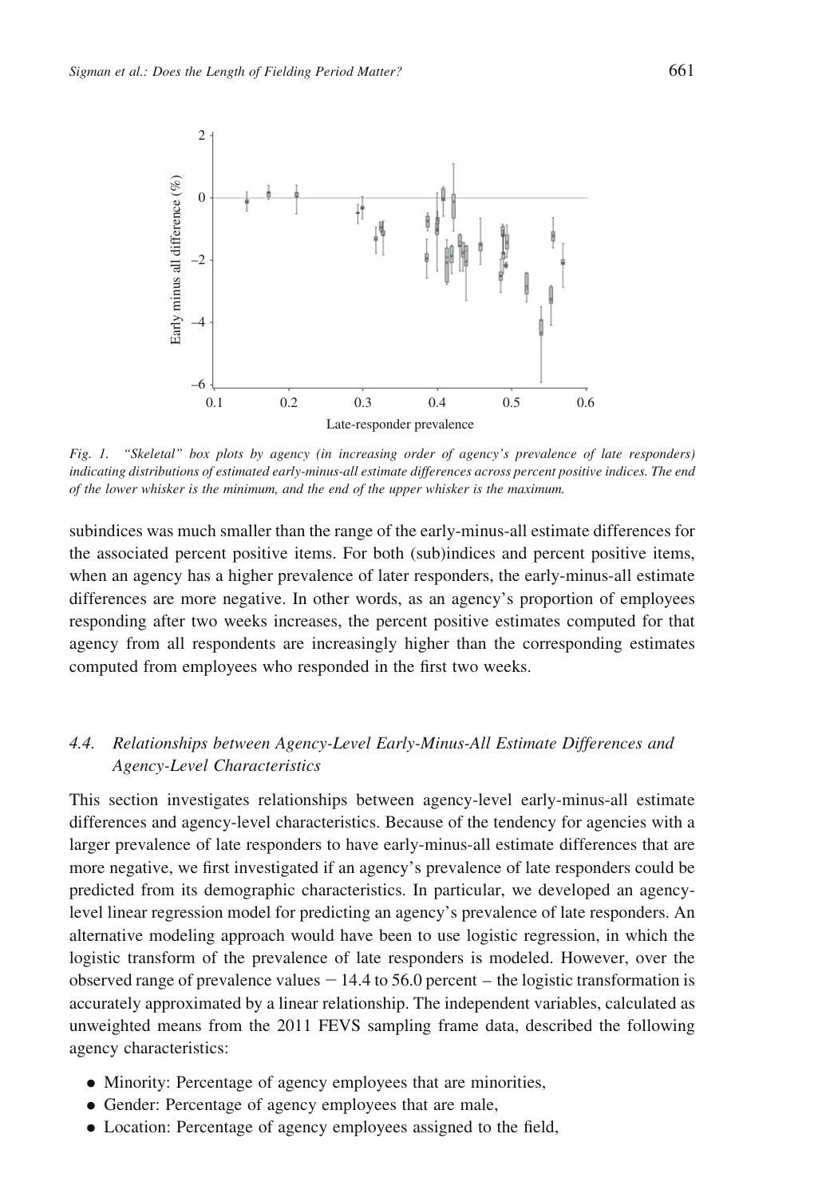Fig. 1. "Skeletal" box plots by agency (in increasing order of agency's prevalence of late responders) indicating distributions of estimated early-minus-all estimate differences across percent positive indices. The end of the lower whisker is the minimum, and the end of the upper whisker is the maximum.

subindices was much smaller than the range of the early-minus-all estimate differences for the associated percent positive items. For both (sub)indices and percent positive items, when an agency has a higher prevalence of later responders, the early-minus-all estimate differences are more negative. In other words, as an agency's proportion of employees responding after two weeks increases, the percent positive estimates computed for that agency from all respondents are increasingly higher than the corresponding estimates computed from employees who responded in the first two weeks.

### 4.4. Relationships between Agency-Level Early-Minus-All Estimate Differences and Agency-Level Characteristics

This section investigates relationships between agency-level early-minus-all estimate differences and agency-level characteristics. Because of the tendency for agencies with a larger prevalence of late responders to have early-minus-all estimate differences that are more negative, we first investigated if an agency's prevalence of late responders could be predicted from its demographic characteristics. In particular, we developed an agency-level linear regression model for predicting an agency's prevalence of late responders. An alternative modeling approach would have been to use logistic regression, in which the logistic transform of the prevalence of late responders is modeled. However, over the observed range of prevalence values – 14.4 to 56.0 percent – the logistic transformation is accurately approximated by a linear relationship. The independent variables, calculated as unweighted means from the 2011 FEVS sampling frame data, described the following agency characteristics:

- Minority: Percentage of agency employees that are minorities,
- Gender: Percentage of agency employees that are male,
- Location: Percentage of agency employees assigned to the field,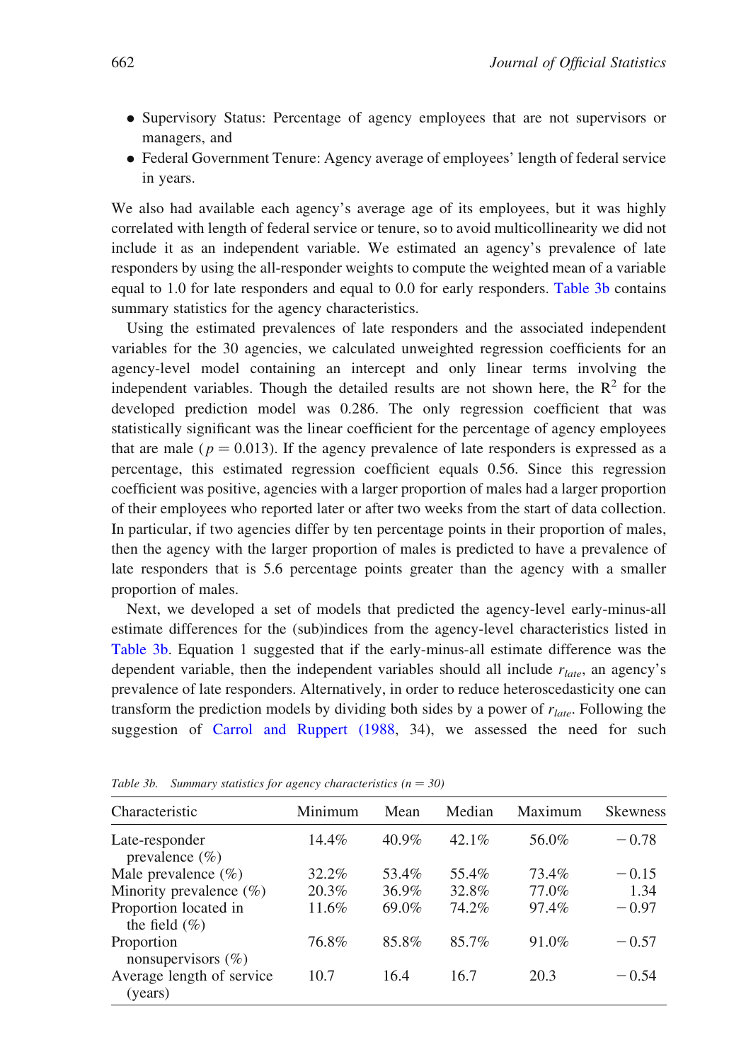- Supervisory Status: Percentage of agency employees that are not supervisors or managers, and
- Federal Government Tenure: Agency average of employees' length of federal service in years.

We also had available each agency's average age of its employees, but it was highly correlated with length of federal service or tenure, so to avoid multicollinearity we did not include it as an independent variable. We estimated an agency's prevalence of late responders by using the all-responder weights to compute the weighted mean of a variable equal to 1.0 for late responders and equal to 0.0 for early responders. Table 3b contains summary statistics for the agency characteristics.

Using the estimated prevalences of late responders and the associated independent variables for the 30 agencies, we calculated unweighted regression coefficients for an agency-level model containing an intercept and only linear terms involving the independent variables. Though the detailed results are not shown here, the $R^2$ for the developed prediction model was 0.286. The only regression coefficient that was statistically significant was the linear coefficient for the percentage of agency employees that are male ($p = 0.013$). If the agency prevalence of late responders is expressed as a percentage, this estimated regression coefficient equals 0.56. Since this regression coefficient was positive, agencies with a larger proportion of males had a larger proportion of their employees who reported later or after two weeks from the start of data collection. In particular, if two agencies differ by ten percentage points in their proportion of males, then the agency with the larger proportion of males is predicted to have a prevalence of late responders that is 5.6 percentage points greater than the agency with a smaller proportion of males.

Next, we developed a set of models that predicted the agency-level early-minus-all estimate differences for the (sub)indices from the agency-level characteristics listed in Table 3b. Equation 1 suggested that if the early-minus-all estimate difference was the dependent variable, then the independent variables should all include $r_{late}$, an agency's prevalence of late responders. Alternatively, in order to reduce heteroscedasticity one can transform the prediction models by dividing both sides by a power of $r_{late}$. Following the suggestion of Carrol and Ruppert (1988, 34), we assessed the need for such

*Table 3b. Summary statistics for agency characteristics ($n = 30$)*

| Characteristic | Minimum | Mean | Median | Maximum | Skewness |
|---|---|---|---|---|---|
| Late-responder prevalence (%) | 14.4% | 40.9% | 42.1% | 56.0% | −0.78 |
| Male prevalence (%) | 32.2% | 53.4% | 55.4% | 73.4% | −0.15 |
| Minority prevalence (%) | 20.3% | 36.9% | 32.8% | 77.0% | 1.34 |
| Proportion located in the field (%) | 11.6% | 69.0% | 74.2% | 97.4% | −0.97 |
| Proportion nonsupervisors (%) | 76.8% | 85.8% | 85.7% | 91.0% | −0.57 |
| Average length of service (years) | 10.7 | 16.4 | 16.7 | 20.3 | −0.54 |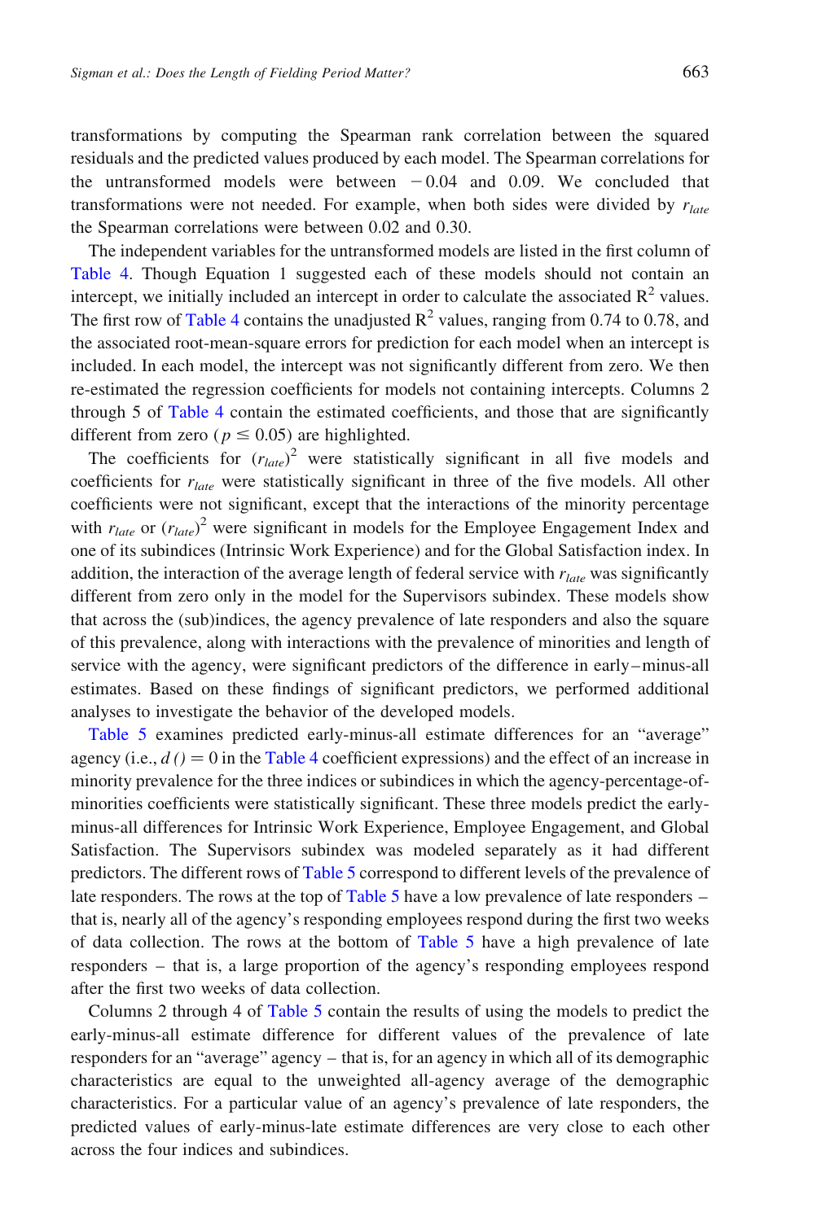transformations by computing the Spearman rank correlation between the squared residuals and the predicted values produced by each model. The Spearman correlations for the untransformed models were between $-0.04$ and 0.09. We concluded that transformations were not needed. For example, when both sides were divided by $r_{late}$ the Spearman correlations were between 0.02 and 0.30.

The independent variables for the untransformed models are listed in the first column of Table 4. Though Equation 1 suggested each of these models should not contain an intercept, we initially included an intercept in order to calculate the associated $R^2$ values. The first row of Table 4 contains the unadjusted $R^2$ values, ranging from 0.74 to 0.78, and the associated root-mean-square errors for prediction for each model when an intercept is included. In each model, the intercept was not significantly different from zero. We then re-estimated the regression coefficients for models not containing intercepts. Columns 2 through 5 of Table 4 contain the estimated coefficients, and those that are significantly different from zero ($p \leq 0.05$) are highlighted.

The coefficients for $(r_{late})^2$ were statistically significant in all five models and coefficients for $r_{late}$ were statistically significant in three of the five models. All other coefficients were not significant, except that the interactions of the minority percentage with $r_{late}$ or $(r_{late})^2$ were significant in models for the Employee Engagement Index and one of its subindices (Intrinsic Work Experience) and for the Global Satisfaction index. In addition, the interaction of the average length of federal service with $r_{late}$ was significantly different from zero only in the model for the Supervisors subindex. These models show that across the (sub)indices, the agency prevalence of late responders and also the square of this prevalence, along with interactions with the prevalence of minorities and length of service with the agency, were significant predictors of the difference in early–minus-all estimates. Based on these findings of significant predictors, we performed additional analyses to investigate the behavior of the developed models.

Table 5 examines predicted early-minus-all estimate differences for an "average" agency (i.e., $d\,() = 0$ in the Table 4 coefficient expressions) and the effect of an increase in minority prevalence for the three indices or subindices in which the agency-percentage-of-minorities coefficients were statistically significant. These three models predict the early-minus-all differences for Intrinsic Work Experience, Employee Engagement, and Global Satisfaction. The Supervisors subindex was modeled separately as it had different predictors. The different rows of Table 5 correspond to different levels of the prevalence of late responders. The rows at the top of Table 5 have a low prevalence of late responders – that is, nearly all of the agency's responding employees respond during the first two weeks of data collection. The rows at the bottom of Table 5 have a high prevalence of late responders – that is, a large proportion of the agency's responding employees respond after the first two weeks of data collection.

Columns 2 through 4 of Table 5 contain the results of using the models to predict the early-minus-all estimate difference for different values of the prevalence of late responders for an "average" agency – that is, for an agency in which all of its demographic characteristics are equal to the unweighted all-agency average of the demographic characteristics. For a particular value of an agency's prevalence of late responders, the predicted values of early-minus-late estimate differences are very close to each other across the four indices and subindices.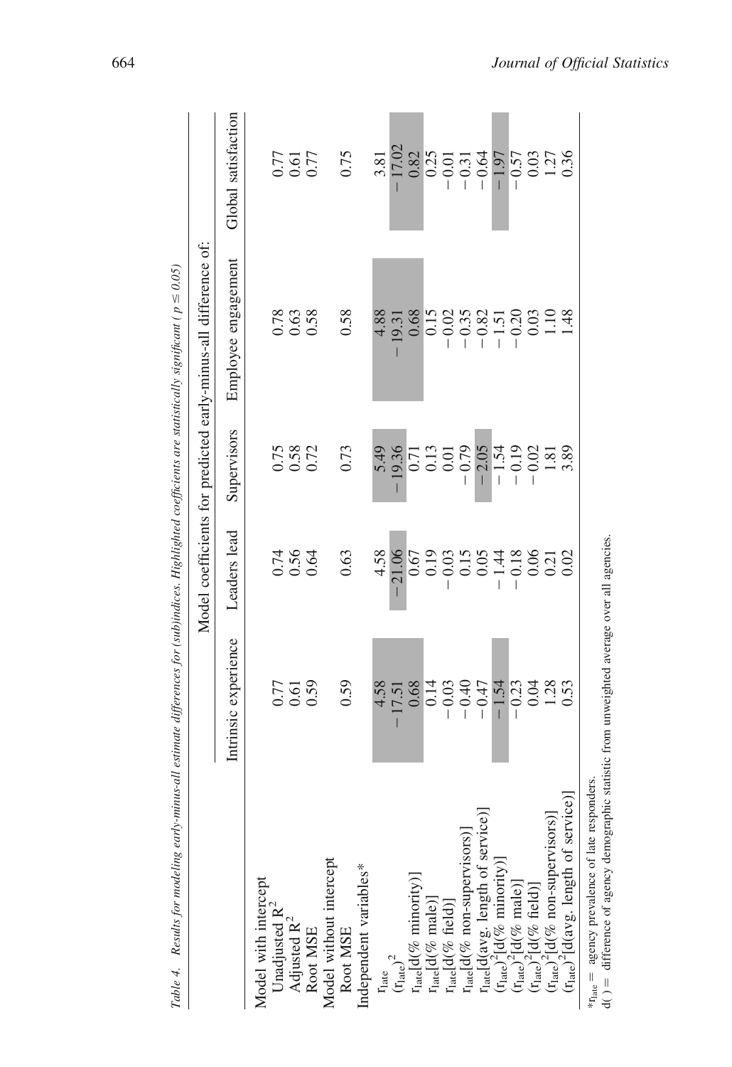Table 4. *Results for modeling early-minus-all estimate differences for (sub)indices. Highlighted coefficients are statistically significant ($p \leq 0.05$)*

| | Model coefficients for predicted early-minus-all difference of: | | | | |
|---|---|---|---|---|---|
| | Intrinsic experience | Leaders lead | Supervisors | Employee engagement | Global satisfaction |
| Model with intercept | | | | | |
| Unadjusted $R^2$ | 0.77 | 0.74 | 0.75 | 0.78 | 0.77 |
| Adjusted $R^2$ | 0.61 | 0.56 | 0.58 | 0.63 | 0.61 |
| Root MSE | 0.59 | 0.64 | 0.72 | 0.58 | 0.77 |
| Model without intercept | | | | | |
| Root MSE | 0.59 | 0.63 | 0.73 | 0.58 | 0.75 |
| Independent variables* | | | | | |
| $r_{late}$ | 4.58 | 4.58 | 5.49 | 4.88 | 3.81 |
| $(r_{late})^2$ | −17.51 | −21.06 | −19.36 | −19.31 | −17.02 |
| $r_{late}$[d(% minority)] | 0.68 | 0.67 | 0.71 | 0.68 | 0.82 |
| $r_{late}$[d(% male)] | 0.14 | 0.19 | 0.13 | 0.15 | 0.25 |
| $r_{late}$[d(% field)] | −0.03 | −0.03 | 0.01 | −0.02 | −0.01 |
| $r_{late}$[d(% non-supervisors)] | −0.40 | 0.15 | −0.79 | −0.35 | −0.31 |
| $r_{late}$[d(avg. length of service)] | −0.47 | 0.05 | −2.05 | −0.82 | −0.64 |
| $(r_{late})^2$[d(% minority)] | −1.54 | −1.44 | −1.54 | −1.51 | −1.97 |
| $(r_{late})^2$[d(% male)] | −0.23 | −0.18 | −0.19 | −0.20 | −0.57 |
| $(r_{late})^2$[d(% field)] | 0.04 | 0.06 | −0.02 | 0.03 | 0.03 |
| $(r_{late})^2$[d(% non-supervisors)] | 1.28 | 0.21 | 1.81 | 1.10 | 1.27 |
| $(r_{late})^2$[d(avg. length of service)] | 0.53 | 0.02 | 3.89 | 1.48 | 0.36 |

*$r_{late}$ = agency prevalence of late responders.
d( ) = difference of agency demographic statistic from unweighted average over all agencies.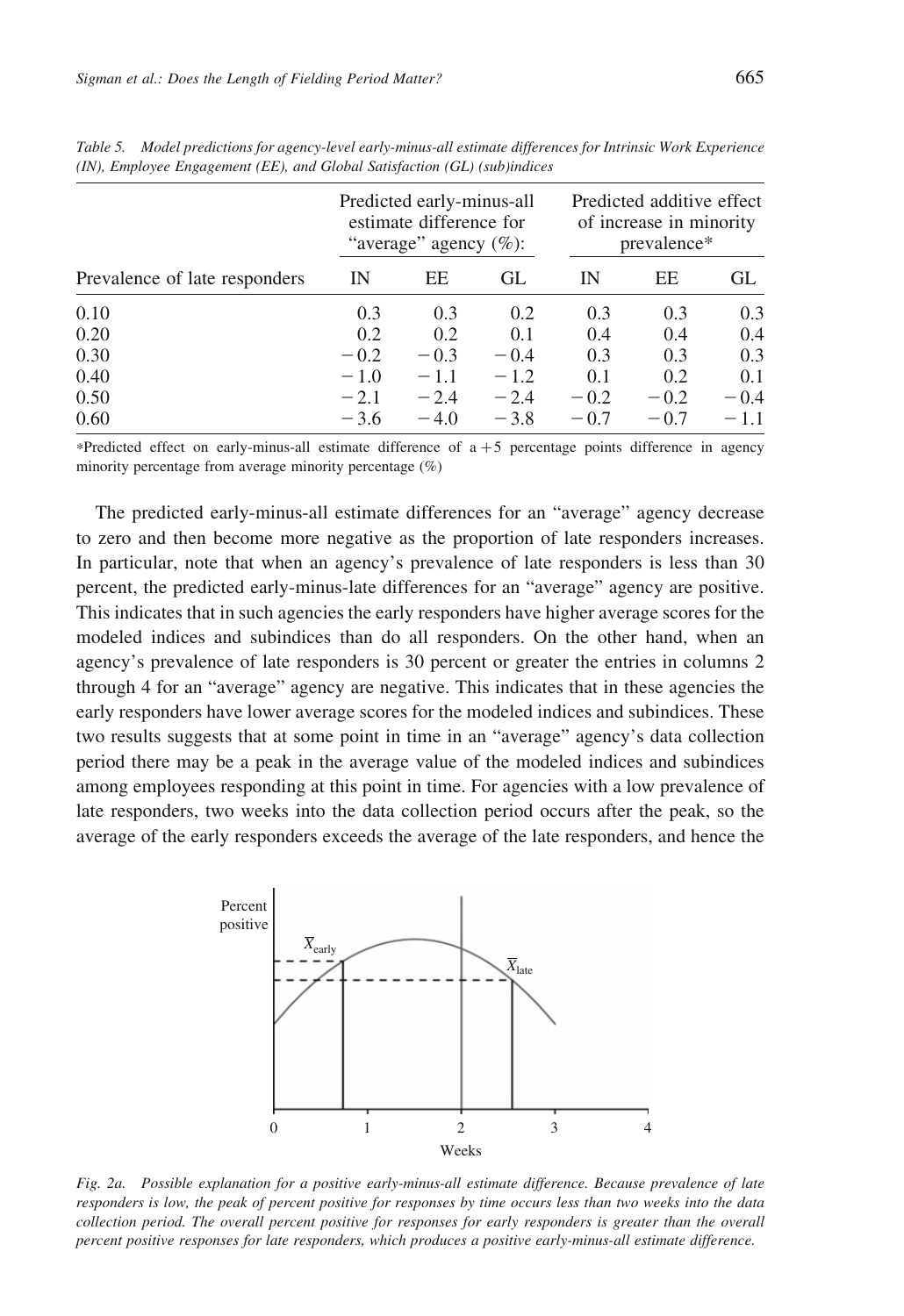Table 5. *Model predictions for agency-level early-minus-all estimate differences for Intrinsic Work Experience (IN), Employee Engagement (EE), and Global Satisfaction (GL) (sub)indices*

| | Predicted early-minus-all estimate difference for "average" agency (%): | | | Predicted additive effect of increase in minority prevalence* | | |
|---|---|---|---|---|---|---|
| Prevalence of late responders | IN | EE | GL | IN | EE | GL |
| 0.10 | 0.3 | 0.3 | 0.2 | 0.3 | 0.3 | 0.3 |
| 0.20 | 0.2 | 0.2 | 0.1 | 0.4 | 0.4 | 0.4 |
| 0.30 | −0.2 | −0.3 | −0.4 | 0.3 | 0.3 | 0.3 |
| 0.40 | −1.0 | −1.1 | −1.2 | 0.1 | 0.2 | 0.1 |
| 0.50 | −2.1 | −2.4 | −2.4 | −0.2 | −0.2 | −0.4 |
| 0.60 | −3.6 | −4.0 | −3.8 | −0.7 | −0.7 | −1.1 |

*Predicted effect on early-minus-all estimate difference of a +5 percentage points difference in agency minority percentage from average minority percentage (%)

The predicted early-minus-all estimate differences for an "average" agency decrease to zero and then become more negative as the proportion of late responders increases. In particular, note that when an agency's prevalence of late responders is less than 30 percent, the predicted early-minus-late differences for an "average" agency are positive. This indicates that in such agencies the early responders have higher average scores for the modeled indices and subindices than do all responders. On the other hand, when an agency's prevalence of late responders is 30 percent or greater the entries in columns 2 through 4 for an "average" agency are negative. This indicates that in these agencies the early responders have lower average scores for the modeled indices and subindices. These two results suggests that at some point in time in an "average" agency's data collection period there may be a peak in the average value of the modeled indices and subindices among employees responding at this point in time. For agencies with a low prevalence of late responders, two weeks into the data collection period occurs after the peak, so the average of the early responders exceeds the average of the late responders, and hence the

*Fig. 2a. Possible explanation for a positive early-minus-all estimate difference. Because prevalence of late responders is low, the peak of percent positive for responses by time occurs less than two weeks into the data collection period. The overall percent positive for responses for early responders is greater than the overall percent positive responses for late responders, which produces a positive early-minus-all estimate difference.*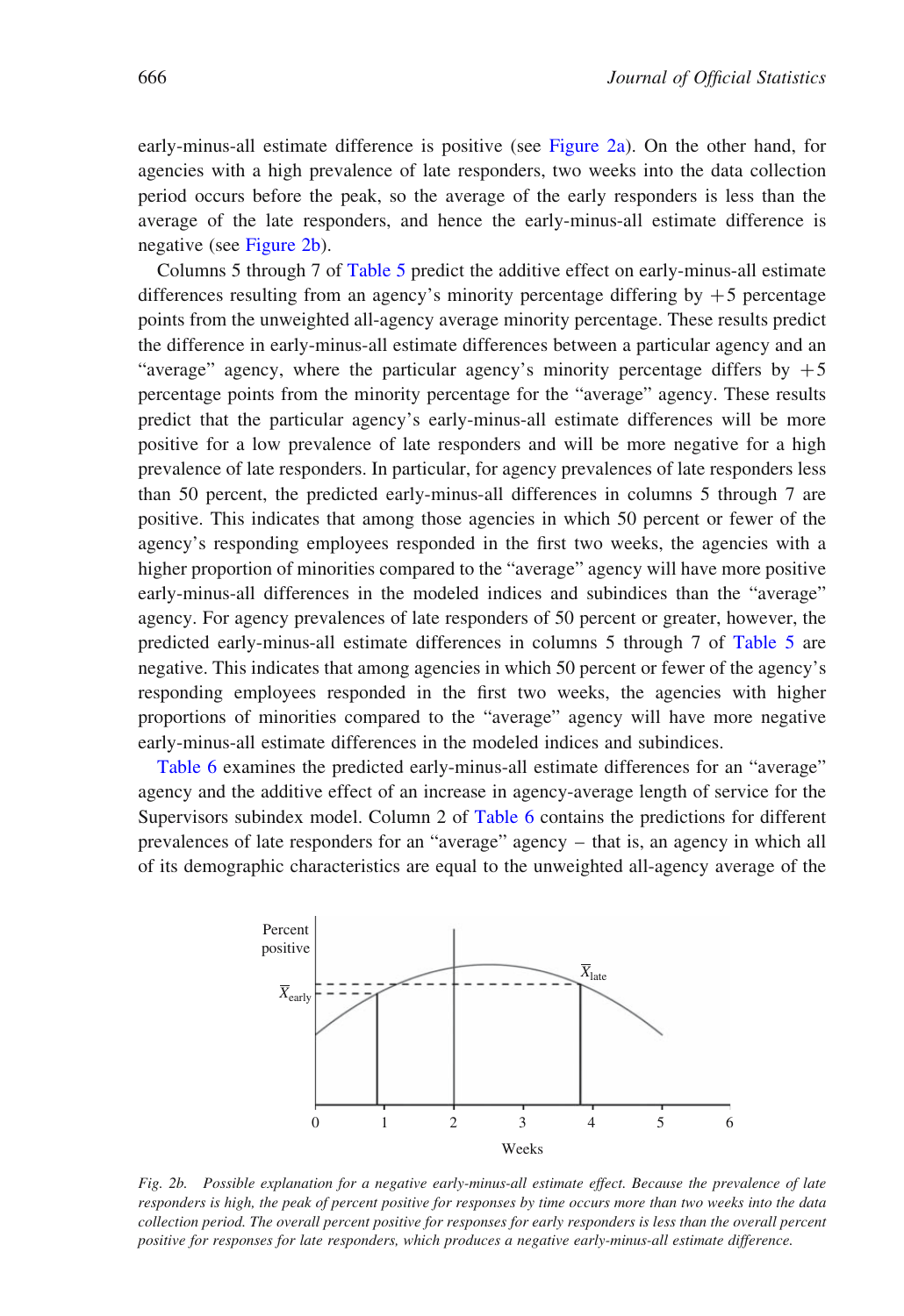early-minus-all estimate difference is positive (see Figure 2a). On the other hand, for agencies with a high prevalence of late responders, two weeks into the data collection period occurs before the peak, so the average of the early responders is less than the average of the late responders, and hence the early-minus-all estimate difference is negative (see Figure 2b).

Columns 5 through 7 of Table 5 predict the additive effect on early-minus-all estimate differences resulting from an agency's minority percentage differing by +5 percentage points from the unweighted all-agency average minority percentage. These results predict the difference in early-minus-all estimate differences between a particular agency and an "average" agency, where the particular agency's minority percentage differs by +5 percentage points from the minority percentage for the "average" agency. These results predict that the particular agency's early-minus-all estimate differences will be more positive for a low prevalence of late responders and will be more negative for a high prevalence of late responders. In particular, for agency prevalences of late responders less than 50 percent, the predicted early-minus-all differences in columns 5 through 7 are positive. This indicates that among those agencies in which 50 percent or fewer of the agency's responding employees responded in the first two weeks, the agencies with a higher proportion of minorities compared to the "average" agency will have more positive early-minus-all differences in the modeled indices and subindices than the "average" agency. For agency prevalences of late responders of 50 percent or greater, however, the predicted early-minus-all estimate differences in columns 5 through 7 of Table 5 are negative. This indicates that among agencies in which 50 percent or fewer of the agency's responding employees responded in the first two weeks, the agencies with higher proportions of minorities compared to the "average" agency will have more negative early-minus-all estimate differences in the modeled indices and subindices.

Table 6 examines the predicted early-minus-all estimate differences for an "average" agency and the additive effect of an increase in agency-average length of service for the Supervisors subindex model. Column 2 of Table 6 contains the predictions for different prevalences of late responders for an "average" agency – that is, an agency in which all of its demographic characteristics are equal to the unweighted all-agency average of the

*Fig. 2b. Possible explanation for a negative early-minus-all estimate effect. Because the prevalence of late responders is high, the peak of percent positive for responses by time occurs more than two weeks into the data collection period. The overall percent positive for responses for early responders is less than the overall percent positive for responses for late responders, which produces a negative early-minus-all estimate difference.*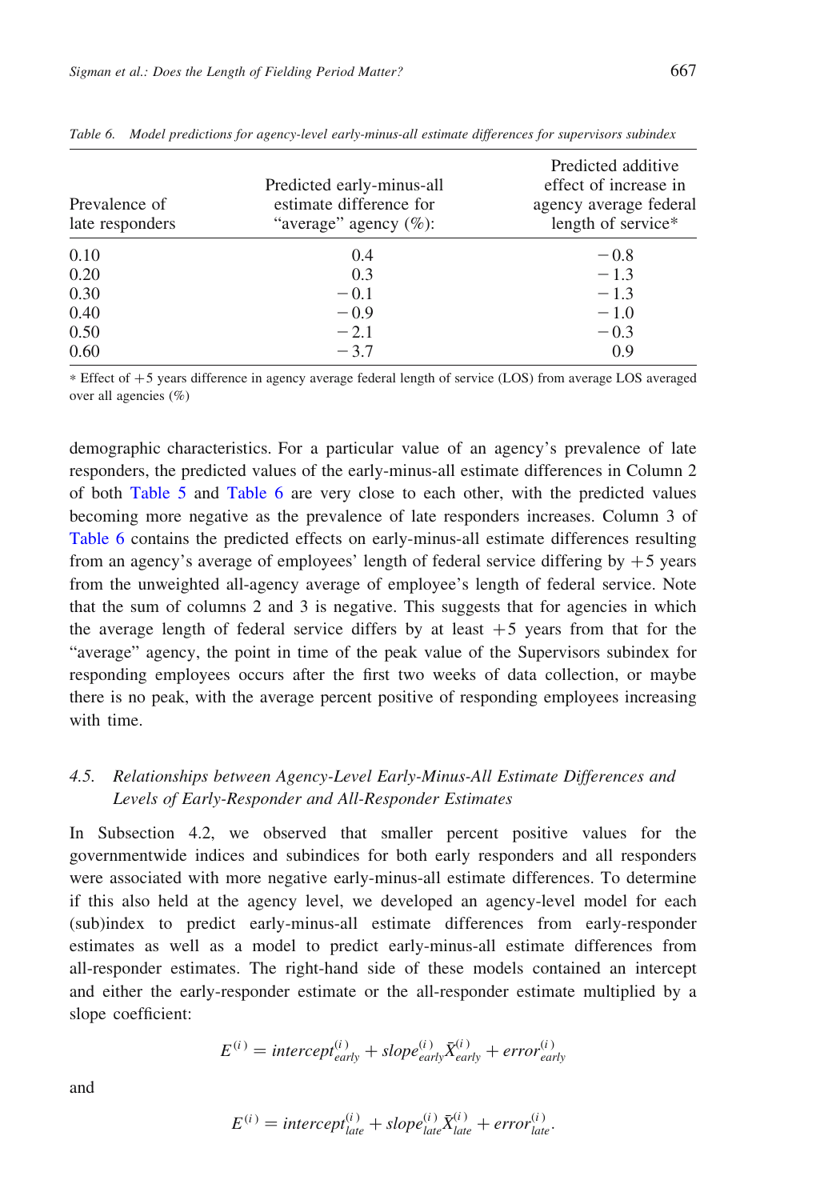Table 6. Model predictions for agency-level early-minus-all estimate differences for supervisors subindex

| Prevalence of late responders | Predicted early-minus-all estimate difference for "average" agency (%): | Predicted additive effect of increase in agency average federal length of service* |
|---|---|---|
| 0.10 | 0.4 | −0.8 |
| 0.20 | 0.3 | −1.3 |
| 0.30 | −0.1 | −1.3 |
| 0.40 | −0.9 | −1.0 |
| 0.50 | −2.1 | −0.3 |
| 0.60 | −3.7 | 0.9 |

* Effect of +5 years difference in agency average federal length of service (LOS) from average LOS averaged over all agencies (%)

demographic characteristics. For a particular value of an agency's prevalence of late responders, the predicted values of the early-minus-all estimate differences in Column 2 of both Table 5 and Table 6 are very close to each other, with the predicted values becoming more negative as the prevalence of late responders increases. Column 3 of Table 6 contains the predicted effects on early-minus-all estimate differences resulting from an agency's average of employees' length of federal service differing by +5 years from the unweighted all-agency average of employee's length of federal service. Note that the sum of columns 2 and 3 is negative. This suggests that for agencies in which the average length of federal service differs by at least +5 years from that for the "average" agency, the point in time of the peak value of the Supervisors subindex for responding employees occurs after the first two weeks of data collection, or maybe there is no peak, with the average percent positive of responding employees increasing with time.

### 4.5. Relationships between Agency-Level Early-Minus-All Estimate Differences and Levels of Early-Responder and All-Responder Estimates

In Subsection 4.2, we observed that smaller percent positive values for the governmentwide indices and subindices for both early responders and all responders were associated with more negative early-minus-all estimate differences. To determine if this also held at the agency level, we developed an agency-level model for each (sub)index to predict early-minus-all estimate differences from early-responder estimates as well as a model to predict early-minus-all estimate differences from all-responder estimates. The right-hand side of these models contained an intercept and either the early-responder estimate or the all-responder estimate multiplied by a slope coefficient:

$$E^{(i)} = intercept^{(i)}_{early} + slope^{(i)}_{early}\bar{X}^{(i)}_{early} + error^{(i)}_{early}$$

and

$$E^{(i)} = intercept^{(i)}_{late} + slope^{(i)}_{late}\bar{X}^{(i)}_{late} + error^{(i)}_{late}.$$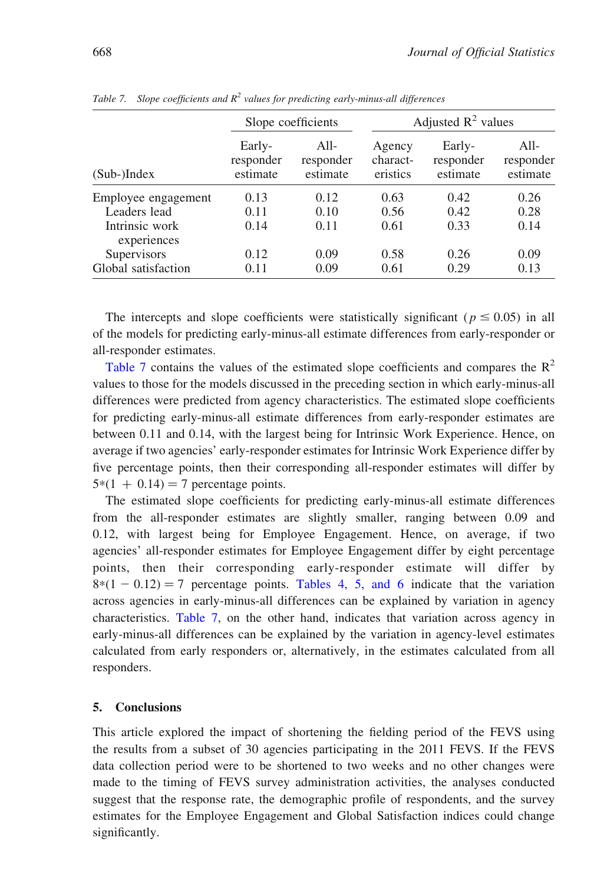*Table 7. Slope coefficients and $R^2$ values for predicting early-minus-all differences*

| (Sub-)Index | Slope coefficients | | Adjusted $R^2$ values | | |
|---|---|---|---|---|---|
| | Early-responder estimate | All-responder estimate | Agency characteristics | Early-responder estimate | All-responder estimate |
| Employee engagement | 0.13 | 0.12 | 0.63 | 0.42 | 0.26 |
| Leaders lead | 0.11 | 0.10 | 0.56 | 0.42 | 0.28 |
| Intrinsic work experiences | 0.14 | 0.11 | 0.61 | 0.33 | 0.14 |
| Supervisors | 0.12 | 0.09 | 0.58 | 0.26 | 0.09 |
| Global satisfaction | 0.11 | 0.09 | 0.61 | 0.29 | 0.13 |

The intercepts and slope coefficients were statistically significant ($p \leq 0.05$) in all of the models for predicting early-minus-all estimate differences from early-responder or all-responder estimates.

Table 7 contains the values of the estimated slope coefficients and compares the $R^2$ values to those for the models discussed in the preceding section in which early-minus-all differences were predicted from agency characteristics. The estimated slope coefficients for predicting early-minus-all estimate differences from early-responder estimates are between 0.11 and 0.14, with the largest being for Intrinsic Work Experience. Hence, on average if two agencies' early-responder estimates for Intrinsic Work Experience differ by five percentage points, then their corresponding all-responder estimates will differ by $5*(1 + 0.14) = 7$ percentage points.

The estimated slope coefficients for predicting early-minus-all estimate differences from the all-responder estimates are slightly smaller, ranging between 0.09 and 0.12, with largest being for Employee Engagement. Hence, on average, if two agencies' all-responder estimates for Employee Engagement differ by eight percentage points, then their corresponding early-responder estimate will differ by $8*(1 - 0.12) = 7$ percentage points. Tables 4, 5, and 6 indicate that the variation across agencies in early-minus-all differences can be explained by variation in agency characteristics. Table 7, on the other hand, indicates that variation across agency in early-minus-all differences can be explained by the variation in agency-level estimates calculated from early responders or, alternatively, in the estimates calculated from all responders.

## 5. Conclusions

This article explored the impact of shortening the fielding period of the FEVS using the results from a subset of 30 agencies participating in the 2011 FEVS. If the FEVS data collection period were to be shortened to two weeks and no other changes were made to the timing of FEVS survey administration activities, the analyses conducted suggest that the response rate, the demographic profile of respondents, and the survey estimates for the Employee Engagement and Global Satisfaction indices could change significantly.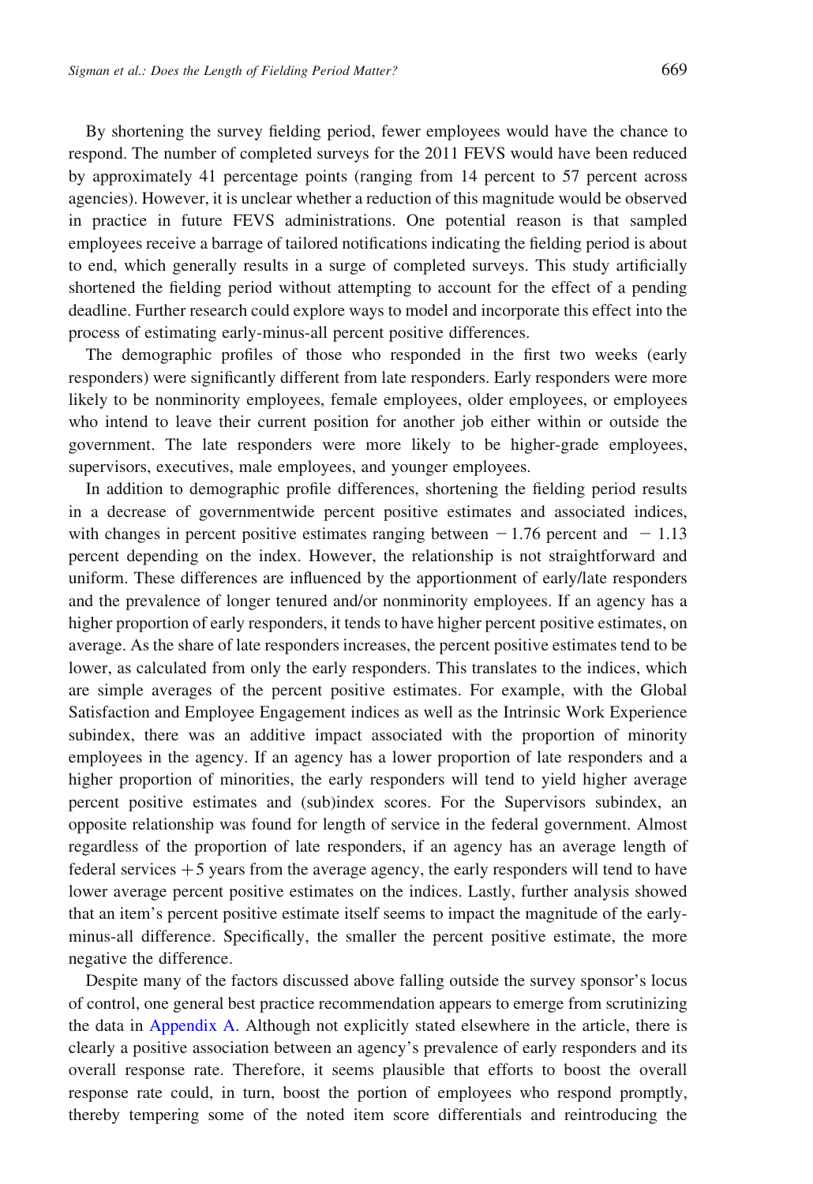By shortening the survey fielding period, fewer employees would have the chance to respond. The number of completed surveys for the 2011 FEVS would have been reduced by approximately 41 percentage points (ranging from 14 percent to 57 percent across agencies). However, it is unclear whether a reduction of this magnitude would be observed in practice in future FEVS administrations. One potential reason is that sampled employees receive a barrage of tailored notifications indicating the fielding period is about to end, which generally results in a surge of completed surveys. This study artificially shortened the fielding period without attempting to account for the effect of a pending deadline. Further research could explore ways to model and incorporate this effect into the process of estimating early-minus-all percent positive differences.

The demographic profiles of those who responded in the first two weeks (early responders) were significantly different from late responders. Early responders were more likely to be nonminority employees, female employees, older employees, or employees who intend to leave their current position for another job either within or outside the government. The late responders were more likely to be higher-grade employees, supervisors, executives, male employees, and younger employees.

In addition to demographic profile differences, shortening the fielding period results in a decrease of governmentwide percent positive estimates and associated indices, with changes in percent positive estimates ranging between $-1.76$ percent and $-1.13$ percent depending on the index. However, the relationship is not straightforward and uniform. These differences are influenced by the apportionment of early/late responders and the prevalence of longer tenured and/or nonminority employees. If an agency has a higher proportion of early responders, it tends to have higher percent positive estimates, on average. As the share of late responders increases, the percent positive estimates tend to be lower, as calculated from only the early responders. This translates to the indices, which are simple averages of the percent positive estimates. For example, with the Global Satisfaction and Employee Engagement indices as well as the Intrinsic Work Experience subindex, there was an additive impact associated with the proportion of minority employees in the agency. If an agency has a lower proportion of late responders and a higher proportion of minorities, the early responders will tend to yield higher average percent positive estimates and (sub)index scores. For the Supervisors subindex, an opposite relationship was found for length of service in the federal government. Almost regardless of the proportion of late responders, if an agency has an average length of federal services $+5$ years from the average agency, the early responders will tend to have lower average percent positive estimates on the indices. Lastly, further analysis showed that an item's percent positive estimate itself seems to impact the magnitude of the early-minus-all difference. Specifically, the smaller the percent positive estimate, the more negative the difference.

Despite many of the factors discussed above falling outside the survey sponsor's locus of control, one general best practice recommendation appears to emerge from scrutinizing the data in Appendix A. Although not explicitly stated elsewhere in the article, there is clearly a positive association between an agency's prevalence of early responders and its overall response rate. Therefore, it seems plausible that efforts to boost the overall response rate could, in turn, boost the portion of employees who respond promptly, thereby tempering some of the noted item score differentials and reintroducing the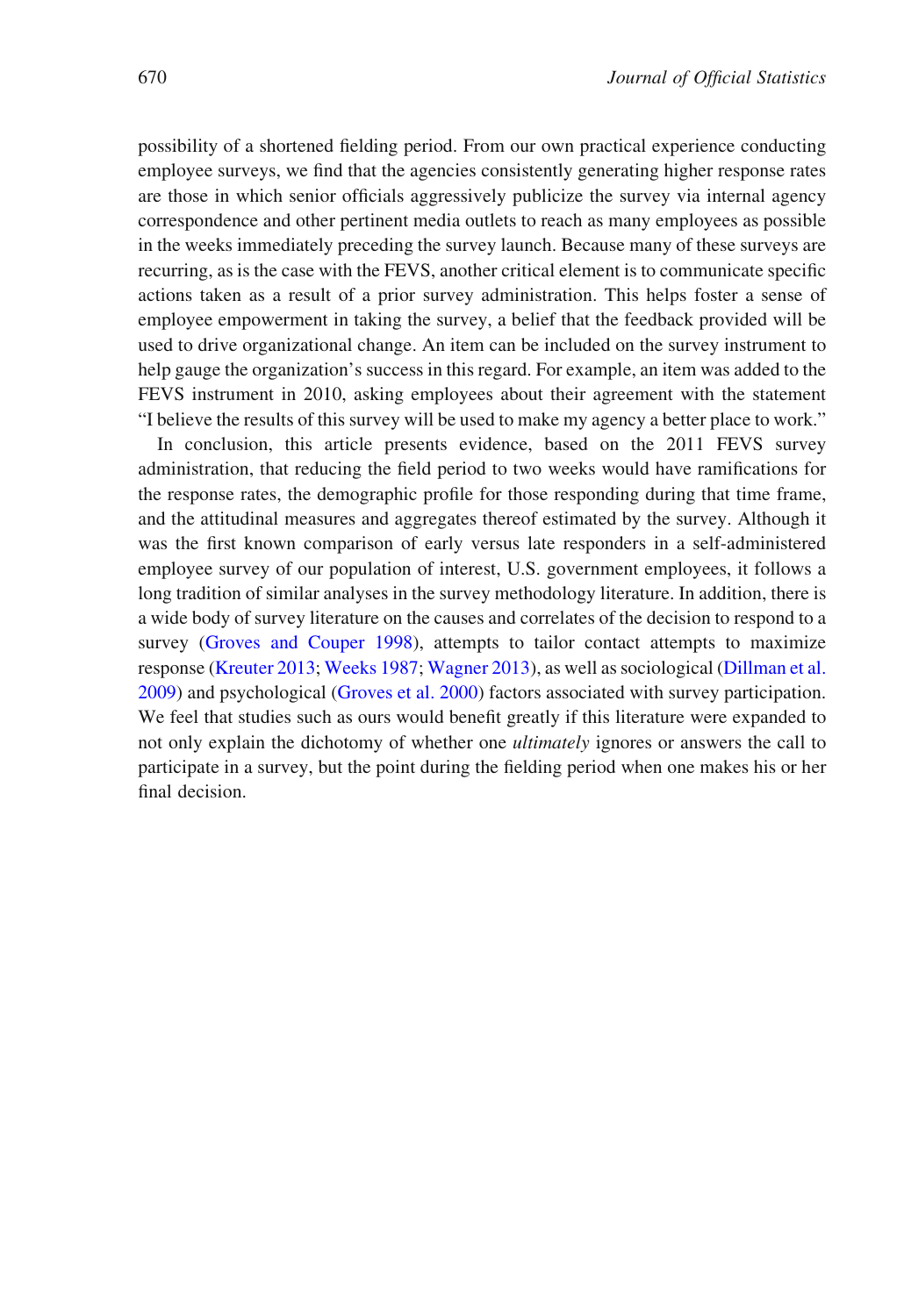possibility of a shortened fielding period. From our own practical experience conducting employee surveys, we find that the agencies consistently generating higher response rates are those in which senior officials aggressively publicize the survey via internal agency correspondence and other pertinent media outlets to reach as many employees as possible in the weeks immediately preceding the survey launch. Because many of these surveys are recurring, as is the case with the FEVS, another critical element is to communicate specific actions taken as a result of a prior survey administration. This helps foster a sense of employee empowerment in taking the survey, a belief that the feedback provided will be used to drive organizational change. An item can be included on the survey instrument to help gauge the organization's success in this regard. For example, an item was added to the FEVS instrument in 2010, asking employees about their agreement with the statement "I believe the results of this survey will be used to make my agency a better place to work."

In conclusion, this article presents evidence, based on the 2011 FEVS survey administration, that reducing the field period to two weeks would have ramifications for the response rates, the demographic profile for those responding during that time frame, and the attitudinal measures and aggregates thereof estimated by the survey. Although it was the first known comparison of early versus late responders in a self-administered employee survey of our population of interest, U.S. government employees, it follows a long tradition of similar analyses in the survey methodology literature. In addition, there is a wide body of survey literature on the causes and correlates of the decision to respond to a survey (Groves and Couper 1998), attempts to tailor contact attempts to maximize response (Kreuter 2013; Weeks 1987; Wagner 2013), as well as sociological (Dillman et al. 2009) and psychological (Groves et al. 2000) factors associated with survey participation. We feel that studies such as ours would benefit greatly if this literature were expanded to not only explain the dichotomy of whether one *ultimately* ignores or answers the call to participate in a survey, but the point during the fielding period when one makes his or her final decision.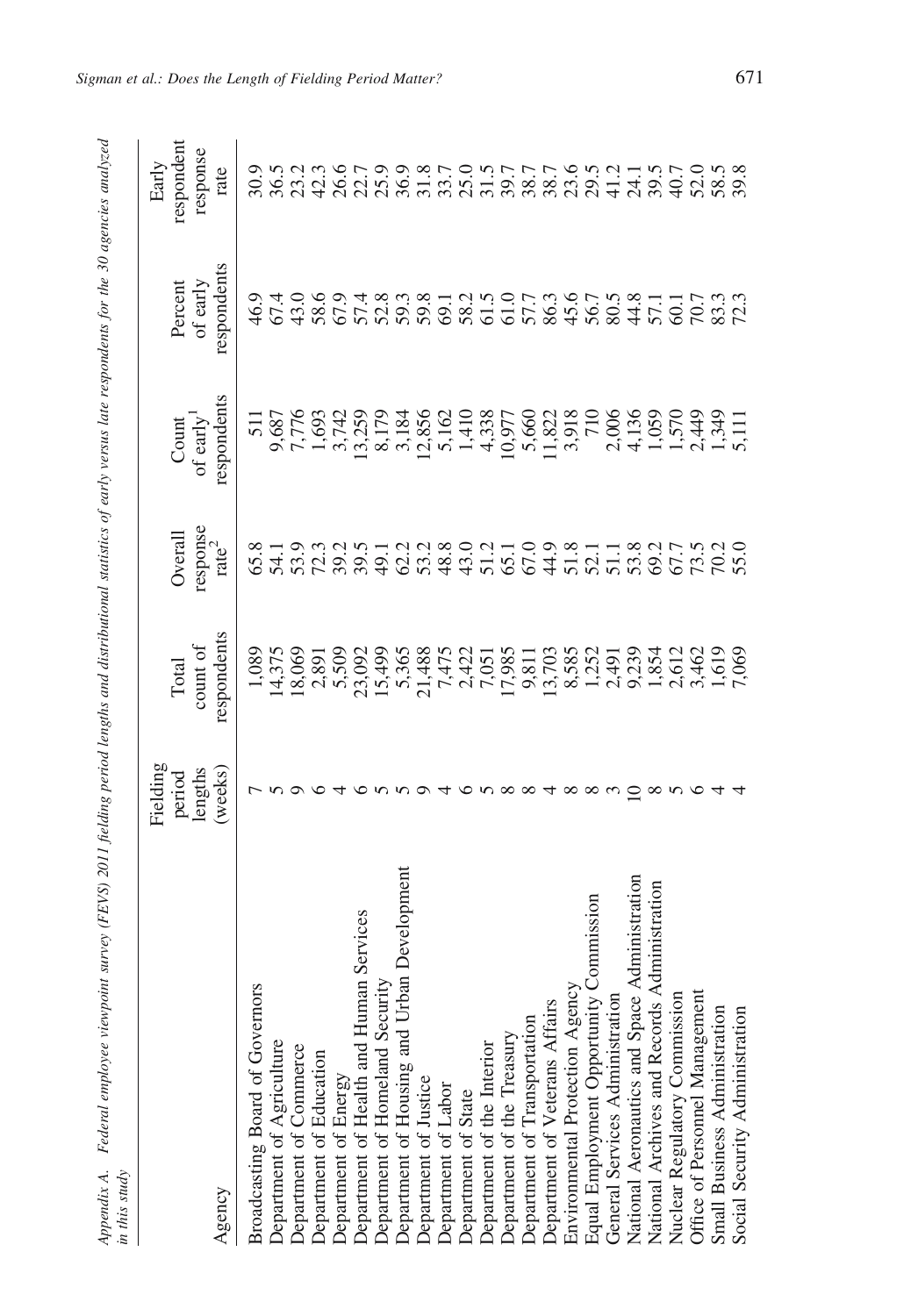Appendix A. Federal employee viewpoint survey (FEVS) 2011 fielding period lengths and distributional statistics of early versus late respondents for the 30 agencies analyzed in this study

| Agency | Fielding period lengths (weeks) | Total count of respondents | Overall response rate[2] | Count of early[1] respondents | Percent of early respondents | Early respondent response rate |
|---|---|---|---|---|---|---|
| Broadcasting Board of Governors | 7 | 1,089 | 65.8 | 511 | 46.9 | 30.9 |
| Department of Agriculture | 5 | 14,375 | 54.1 | 9,687 | 67.4 | 36.5 |
| Department of Commerce | 9 | 18,069 | 53.9 | 7,776 | 43.0 | 23.2 |
| Department of Education | 6 | 2,891 | 72.3 | 1,693 | 58.6 | 42.3 |
| Department of Energy | 4 | 5,509 | 39.2 | 3,742 | 67.9 | 26.6 |
| Department of Health and Human Services | 6 | 23,092 | 39.5 | 13,259 | 57.4 | 22.7 |
| Department of Homeland Security | 5 | 15,499 | 49.1 | 8,179 | 52.8 | 25.9 |
| Department of Housing and Urban Development | 5 | 5,365 | 62.2 | 3,184 | 59.3 | 36.9 |
| Department of Justice | 9 | 21,488 | 53.2 | 12,856 | 59.8 | 31.8 |
| Department of Labor | 4 | 7,475 | 48.8 | 5,162 | 69.1 | 33.7 |
| Department of State | 6 | 2,422 | 43.0 | 1,410 | 58.2 | 25.0 |
| Department of the Interior | 5 | 7,051 | 51.2 | 4,338 | 61.5 | 31.5 |
| Department of the Treasury | 8 | 17,985 | 65.1 | 10,977 | 61.0 | 39.7 |
| Department of Transportation | 8 | 9,811 | 67.0 | 5,660 | 57.7 | 38.7 |
| Department of Veterans Affairs | 4 | 13,703 | 44.9 | 11,822 | 86.3 | 38.7 |
| Environmental Protection Agency | 8 | 8,585 | 51.8 | 3,918 | 45.6 | 23.6 |
| Equal Employment Opportunity Commission | 8 | 1,252 | 52.1 | 710 | 56.7 | 29.5 |
| General Services Administration | 3 | 2,491 | 51.1 | 2,006 | 80.5 | 41.2 |
| National Aeronautics and Space Administration | 10 | 9,239 | 53.8 | 4,136 | 44.8 | 24.1 |
| National Archives and Records Administration | 8 | 1,854 | 69.2 | 1,059 | 57.1 | 39.5 |
| Nuclear Regulatory Commission | 5 | 2,612 | 67.7 | 1,570 | 60.1 | 40.7 |
| Office of Personnel Management | 6 | 3,462 | 73.5 | 2,449 | 70.7 | 52.0 |
| Small Business Administration | 4 | 1,619 | 70.2 | 1,349 | 83.3 | 58.5 |
| Social Security Administration | 4 | 7,069 | 55.0 | 5,111 | 72.3 | 39.8 |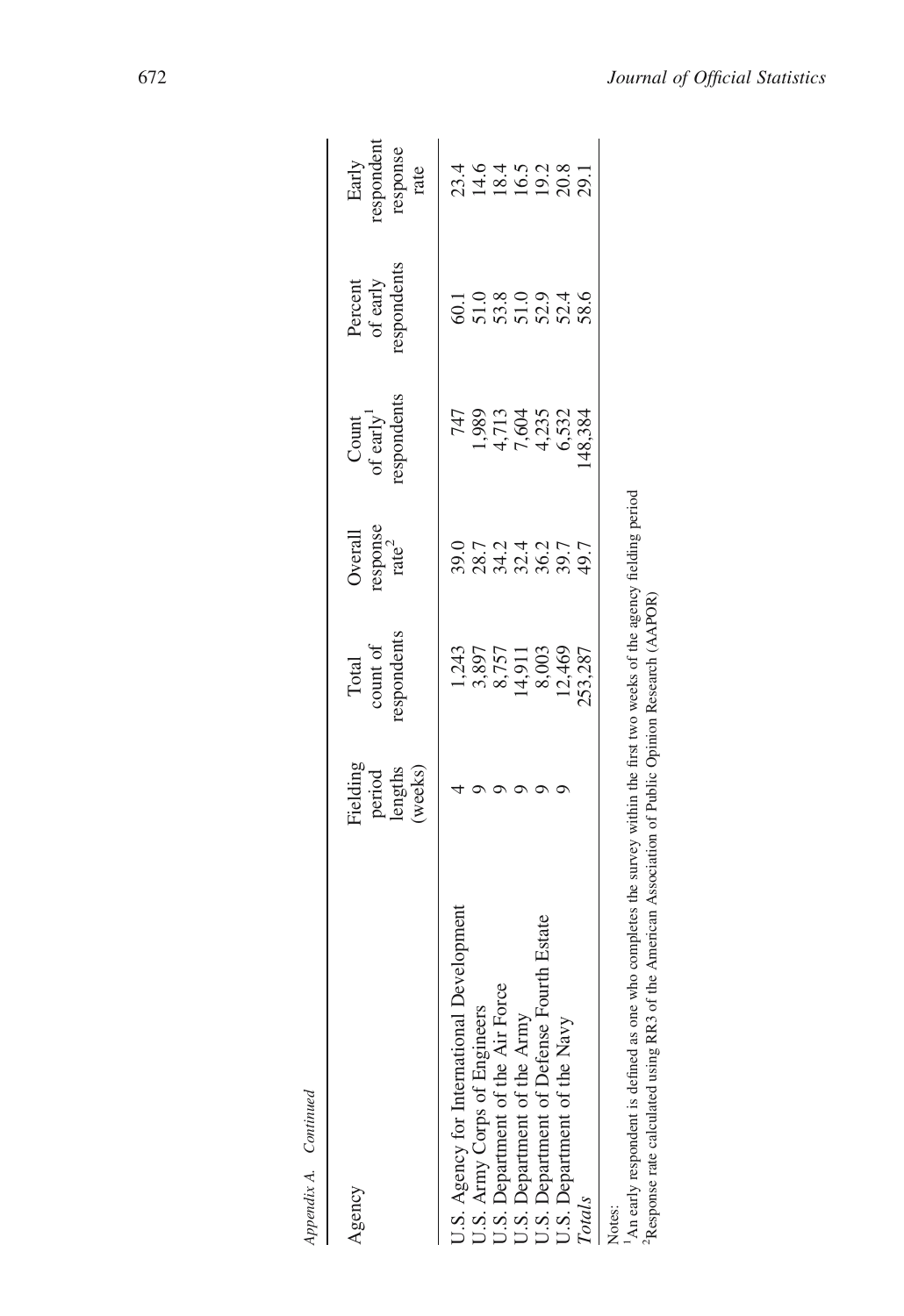*Appendix A. Continued*

| Agency | Fielding period lengths (weeks) | Total count of respondents | Overall response rate[2] | Count of early[1] respondents | Percent of early respondents | Early respondent response rate |
|---|---|---|---|---|---|---|
| U.S. Agency for International Development | 4 | 1,243 | 39.0 | 747 | 60.1 | 23.4 |
| U.S. Army Corps of Engineers | 9 | 3,897 | 28.7 | 1,989 | 51.0 | 14.6 |
| U.S. Department of the Air Force | 9 | 8,757 | 34.2 | 4,713 | 53.8 | 18.4 |
| U.S. Department of the Army | 9 | 14,911 | 32.4 | 7,604 | 51.0 | 16.5 |
| U.S. Department of Defense Fourth Estate | 9 | 8,003 | 36.2 | 4,235 | 52.9 | 19.2 |
| U.S. Department of the Navy | 9 | 12,469 | 39.7 | 6,532 | 52.4 | 20.8 |
| *Totals* | | 253,287 | 49.7 | 148,384 | 58.6 | 29.1 |

Notes:
[1]An early respondent is defined as one who completes the survey within the first two weeks of the agency fielding period
[2]Response rate calculated using RR3 of the American Association of Public Opinion Research (AAPOR)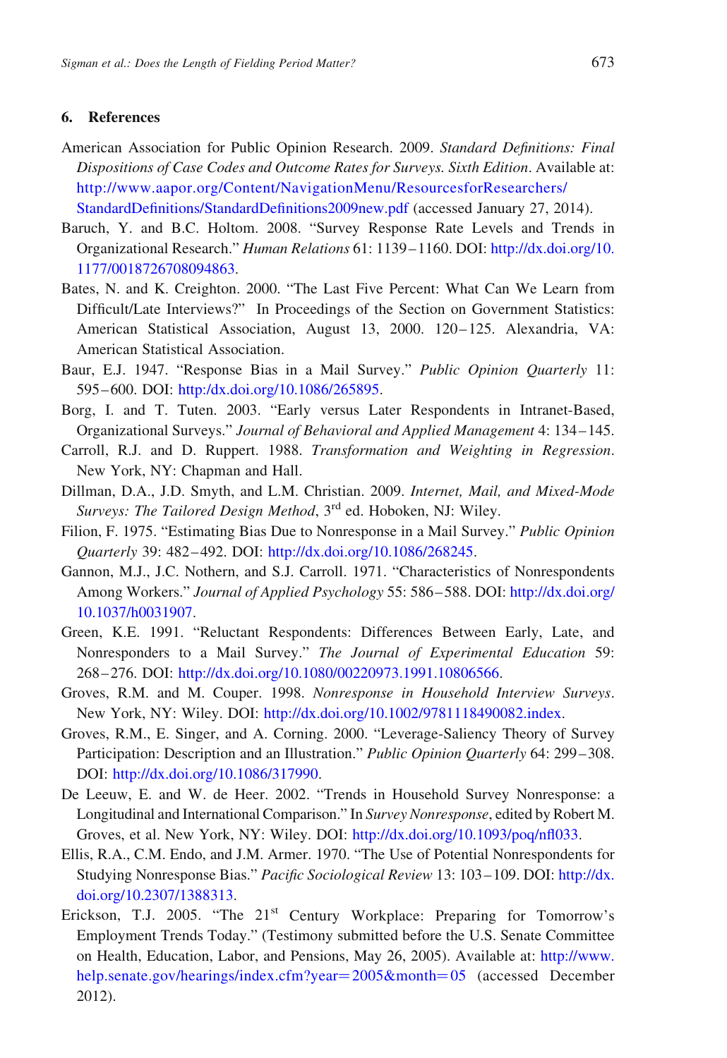## 6. References

American Association for Public Opinion Research. 2009. *Standard Definitions: Final Dispositions of Case Codes and Outcome Rates for Surveys. Sixth Edition*. Available at: http://www.aapor.org/Content/NavigationMenu/ResourcesforResearchers/StandardDefinitions/StandardDefinitions2009new.pdf (accessed January 27, 2014).

Baruch, Y. and B.C. Holtom. 2008. "Survey Response Rate Levels and Trends in Organizational Research." *Human Relations* 61: 1139–1160. DOI: http://dx.doi.org/10.1177/0018726708094863.

Bates, N. and K. Creighton. 2000. "The Last Five Percent: What Can We Learn from Difficult/Late Interviews?" In Proceedings of the Section on Government Statistics: American Statistical Association, August 13, 2000. 120–125. Alexandria, VA: American Statistical Association.

Baur, E.J. 1947. "Response Bias in a Mail Survey." *Public Opinion Quarterly* 11: 595–600. DOI: http:/dx.doi.org/10.1086/265895.

Borg, I. and T. Tuten. 2003. "Early versus Later Respondents in Intranet-Based, Organizational Surveys." *Journal of Behavioral and Applied Management* 4: 134–145.

Carroll, R.J. and D. Ruppert. 1988. *Transformation and Weighting in Regression*. New York, NY: Chapman and Hall.

Dillman, D.A., J.D. Smyth, and L.M. Christian. 2009. *Internet, Mail, and Mixed-Mode Surveys: The Tailored Design Method*, 3rd ed. Hoboken, NJ: Wiley.

Filion, F. 1975. "Estimating Bias Due to Nonresponse in a Mail Survey." *Public Opinion Quarterly* 39: 482–492. DOI: http://dx.doi.org/10.1086/268245.

Gannon, M.J., J.C. Nothern, and S.J. Carroll. 1971. "Characteristics of Nonrespondents Among Workers." *Journal of Applied Psychology* 55: 586–588. DOI: http://dx.doi.org/10.1037/h0031907.

Green, K.E. 1991. "Reluctant Respondents: Differences Between Early, Late, and Nonresponders to a Mail Survey." *The Journal of Experimental Education* 59: 268–276. DOI: http://dx.doi.org/10.1080/00220973.1991.10806566.

Groves, R.M. and M. Couper. 1998. *Nonresponse in Household Interview Surveys*. New York, NY: Wiley. DOI: http://dx.doi.org/10.1002/9781118490082.index.

Groves, R.M., E. Singer, and A. Corning. 2000. "Leverage-Saliency Theory of Survey Participation: Description and an Illustration." *Public Opinion Quarterly* 64: 299–308. DOI: http://dx.doi.org/10.1086/317990.

De Leeuw, E. and W. de Heer. 2002. "Trends in Household Survey Nonresponse: a Longitudinal and International Comparison." In *Survey Nonresponse*, edited by Robert M. Groves, et al. New York, NY: Wiley. DOI: http://dx.doi.org/10.1093/poq/nfl033.

Ellis, R.A., C.M. Endo, and J.M. Armer. 1970. "The Use of Potential Nonrespondents for Studying Nonresponse Bias." *Pacific Sociological Review* 13: 103–109. DOI: http://dx.doi.org/10.2307/1388313.

Erickson, T.J. 2005. "The 21st Century Workplace: Preparing for Tomorrow's Employment Trends Today." (Testimony submitted before the U.S. Senate Committee on Health, Education, Labor, and Pensions, May 26, 2005). Available at: http://www.help.senate.gov/hearings/index.cfm?year=2005&month=05 (accessed December 2012).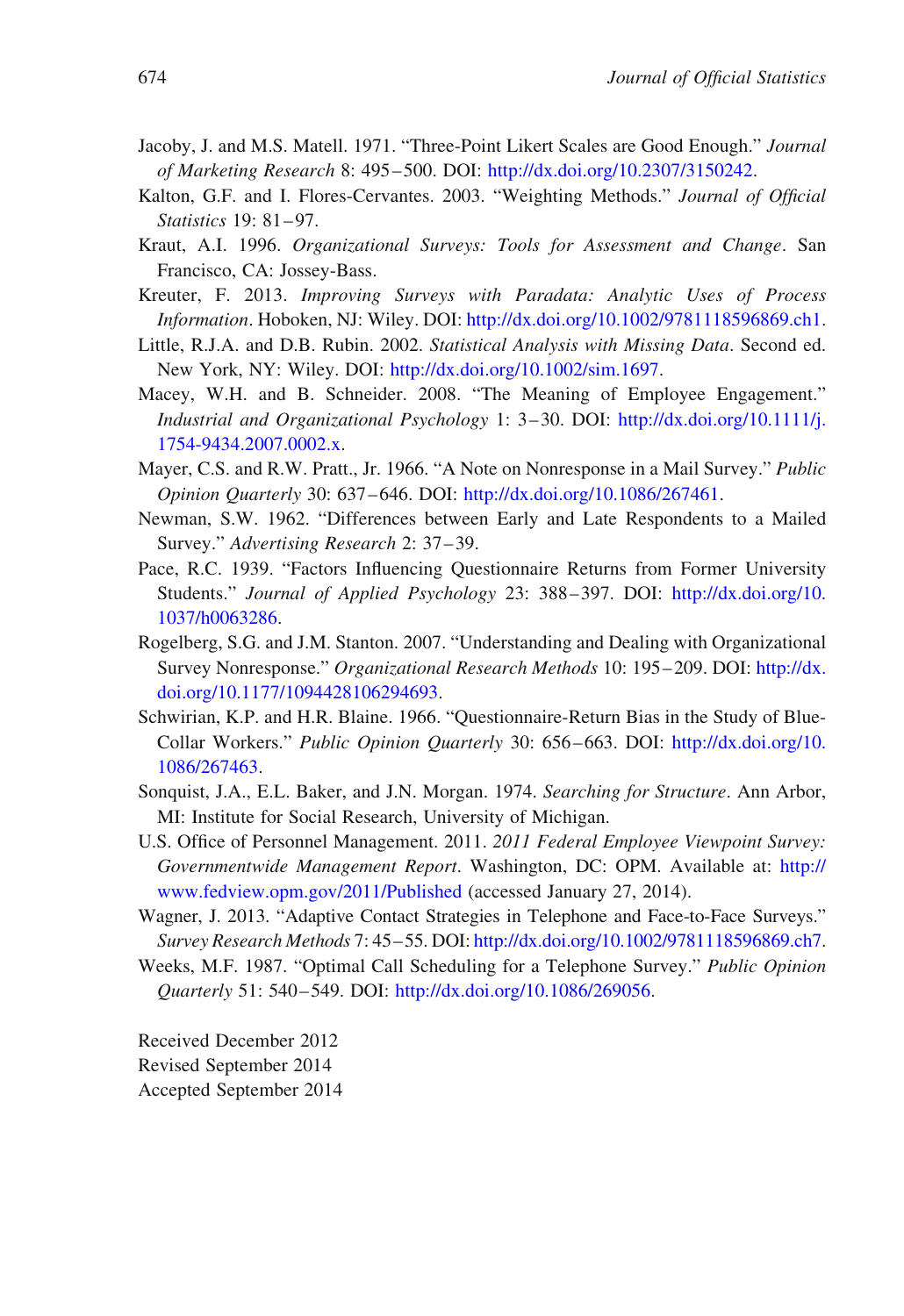Jacoby, J. and M.S. Matell. 1971. "Three-Point Likert Scales are Good Enough." *Journal of Marketing Research* 8: 495–500. DOI: http://dx.doi.org/10.2307/3150242.

Kalton, G.F. and I. Flores-Cervantes. 2003. "Weighting Methods." *Journal of Official Statistics* 19: 81–97.

Kraut, A.I. 1996. *Organizational Surveys: Tools for Assessment and Change*. San Francisco, CA: Jossey-Bass.

Kreuter, F. 2013. *Improving Surveys with Paradata: Analytic Uses of Process Information*. Hoboken, NJ: Wiley. DOI: http://dx.doi.org/10.1002/9781118596869.ch1.

Little, R.J.A. and D.B. Rubin. 2002. *Statistical Analysis with Missing Data*. Second ed. New York, NY: Wiley. DOI: http://dx.doi.org/10.1002/sim.1697.

Macey, W.H. and B. Schneider. 2008. "The Meaning of Employee Engagement." *Industrial and Organizational Psychology* 1: 3–30. DOI: http://dx.doi.org/10.1111/j.1754-9434.2007.0002.x.

Mayer, C.S. and R.W. Pratt., Jr. 1966. "A Note on Nonresponse in a Mail Survey." *Public Opinion Quarterly* 30: 637–646. DOI: http://dx.doi.org/10.1086/267461.

Newman, S.W. 1962. "Differences between Early and Late Respondents to a Mailed Survey." *Advertising Research* 2: 37–39.

Pace, R.C. 1939. "Factors Influencing Questionnaire Returns from Former University Students." *Journal of Applied Psychology* 23: 388–397. DOI: http://dx.doi.org/10.1037/h0063286.

Rogelberg, S.G. and J.M. Stanton. 2007. "Understanding and Dealing with Organizational Survey Nonresponse." *Organizational Research Methods* 10: 195–209. DOI: http://dx.doi.org/10.1177/1094428106294693.

Schwirian, K.P. and H.R. Blaine. 1966. "Questionnaire-Return Bias in the Study of Blue-Collar Workers." *Public Opinion Quarterly* 30: 656–663. DOI: http://dx.doi.org/10.1086/267463.

Sonquist, J.A., E.L. Baker, and J.N. Morgan. 1974. *Searching for Structure*. Ann Arbor, MI: Institute for Social Research, University of Michigan.

U.S. Office of Personnel Management. 2011. *2011 Federal Employee Viewpoint Survey: Governmentwide Management Report*. Washington, DC: OPM. Available at: http://www.fedview.opm.gov/2011/Published (accessed January 27, 2014).

Wagner, J. 2013. "Adaptive Contact Strategies in Telephone and Face-to-Face Surveys." *Survey Research Methods* 7: 45–55. DOI: http://dx.doi.org/10.1002/9781118596869.ch7.

Weeks, M.F. 1987. "Optimal Call Scheduling for a Telephone Survey." *Public Opinion Quarterly* 51: 540–549. DOI: http://dx.doi.org/10.1086/269056.

Received December 2012
Revised September 2014
Accepted September 2014